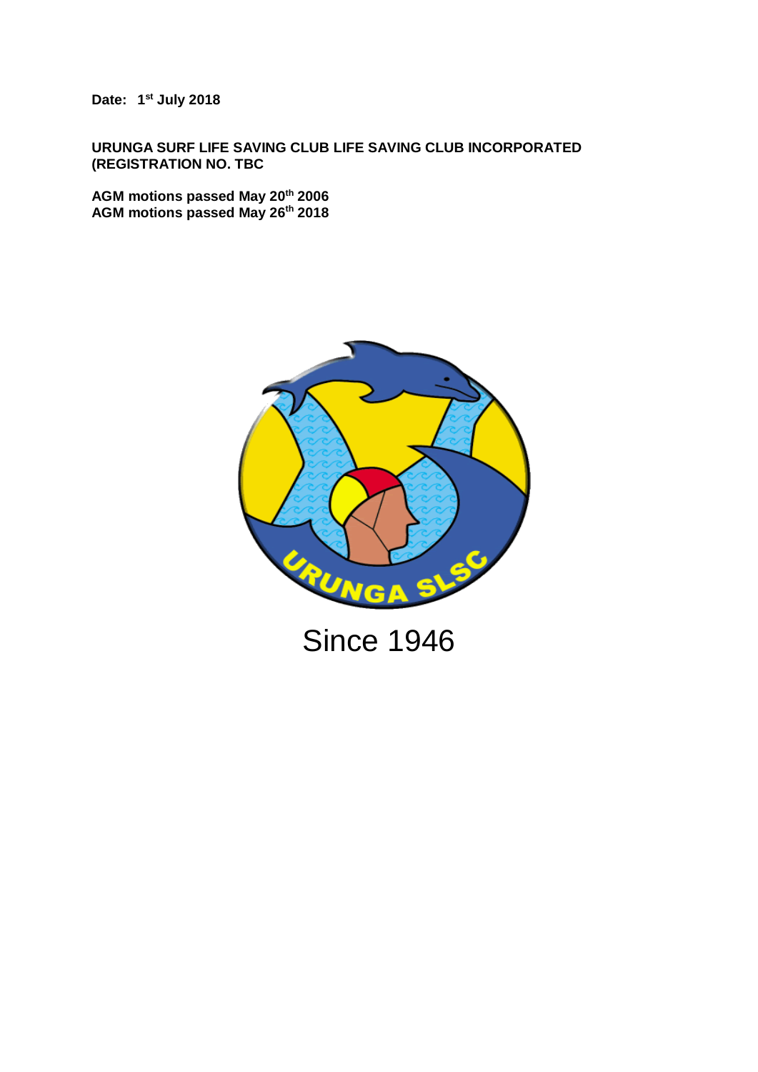**Date: 1st July 2018**

**URUNGA SURF LIFE SAVING CLUB LIFE SAVING CLUB INCORPORATED (REGISTRATION NO. TBC**

**AGM motions passed May 20th 2006**
**AGM motions passed May 26th 2018**

Since 1946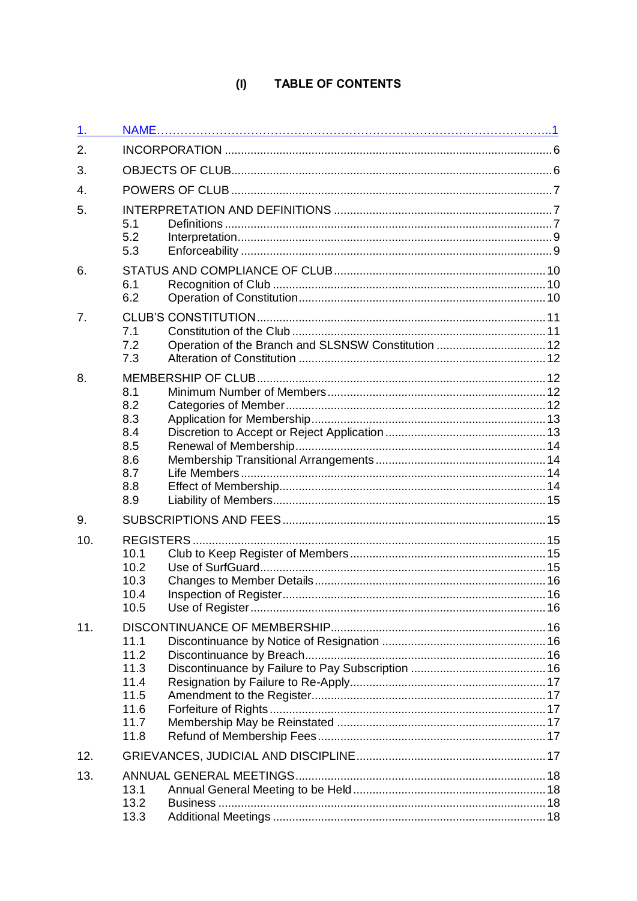# (I) TABLE OF CONTENTS

1. NAME ............................................................................................................ 1
2. INCORPORATION ........................................................................................ 6
3. OBJECTS OF CLUB ...................................................................................... 6
4. POWERS OF CLUB ....................................................................................... 7
5. INTERPRETATION AND DEFINITIONS ........................................................ 7
   - 5.1 Definitions ............................................................................................ 7
   - 5.2 Interpretation ........................................................................................ 9
   - 5.3 Enforceability ........................................................................................ 9
6. STATUS AND COMPLIANCE OF CLUB ...................................................... 10
   - 6.1 Recognition of Club ............................................................................. 10
   - 6.2 Operation of Constitution ..................................................................... 10
7. CLUB'S CONSTITUTION ............................................................................. 11
   - 7.1 Constitution of the Club ........................................................................ 11
   - 7.2 Operation of the Branch and SLSNSW Constitution ............................. 12
   - 7.3 Alteration of Constitution ...................................................................... 12
8. MEMBERSHIP OF CLUB ............................................................................. 12
   - 8.1 Minimum Number of Members ............................................................. 12
   - 8.2 Categories of Member .......................................................................... 12
   - 8.3 Application for Membership .................................................................. 13
   - 8.4 Discretion to Accept or Reject Application ............................................ 13
   - 8.5 Renewal of Membership ....................................................................... 14
   - 8.6 Membership Transitional Arrangements ............................................... 14
   - 8.7 Life Members ........................................................................................ 14
   - 8.8 Effect of Membership ............................................................................ 14
   - 8.9 Liability of Members .............................................................................. 15
9. SUBSCRIPTIONS AND FEES ...................................................................... 15
10. REGISTERS ................................................................................................. 15
    - 10.1 Club to Keep Register of Members ...................................................... 15
    - 10.2 Use of SurfGuard ................................................................................. 15
    - 10.3 Changes to Member Details ................................................................. 16
    - 10.4 Inspection of Register .......................................................................... 16
    - 10.5 Use of Register .................................................................................... 16
11. DISCONTINUANCE OF MEMBERSHIP ........................................................ 16
    - 11.1 Discontinuance by Notice of Resignation ............................................. 16
    - 11.2 Discontinuance by Breach .................................................................... 16
    - 11.3 Discontinuance by Failure to Pay Subscription .................................... 16
    - 11.4 Resignation by Failure to Re-Apply ...................................................... 17
    - 11.5 Amendment to the Register .................................................................. 17
    - 11.6 Forfeiture of Rights .............................................................................. 17
    - 11.7 Membership May be Reinstated ........................................................... 17
    - 11.8 Refund of Membership Fees ................................................................ 17
12. GRIEVANCES, JUDICIAL AND DISCIPLINE ................................................ 17
13. ANNUAL GENERAL MEETINGS .................................................................. 18
    - 13.1 Annual General Meeting to be Held ..................................................... 18
    - 13.2 Business .............................................................................................. 18
    - 13.3 Additional Meetings .............................................................................. 18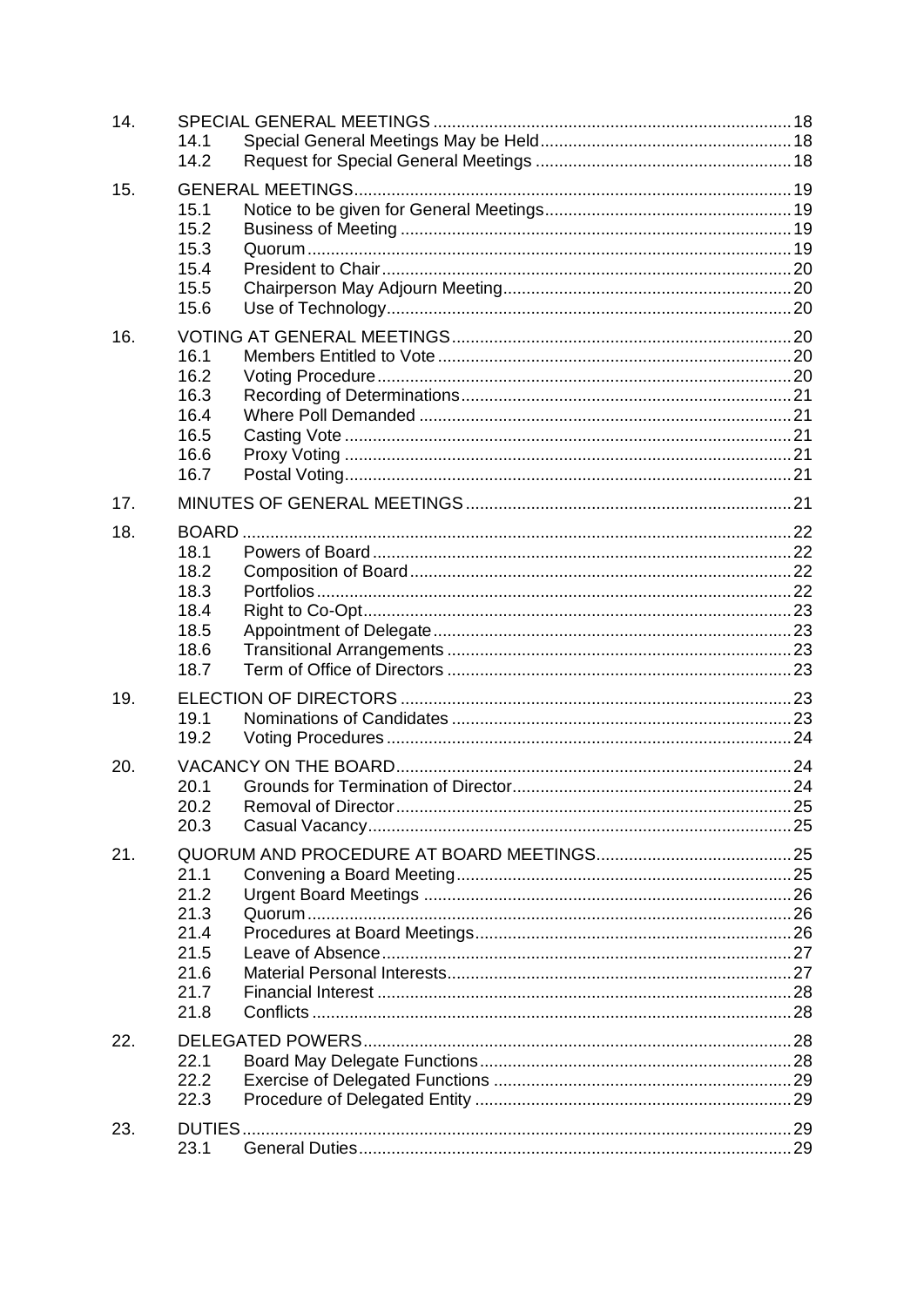| | | | |
|---|---|---|---|
| 14. | SPECIAL GENERAL MEETINGS | | 18 |
| | 14.1 | Special General Meetings May be Held | 18 |
| | 14.2 | Request for Special General Meetings | 18 |
| 15. | GENERAL MEETINGS | | 19 |
| | 15.1 | Notice to be given for General Meetings | 19 |
| | 15.2 | Business of Meeting | 19 |
| | 15.3 | Quorum | 19 |
| | 15.4 | President to Chair | 20 |
| | 15.5 | Chairperson May Adjourn Meeting | 20 |
| | 15.6 | Use of Technology | 20 |
| 16. | VOTING AT GENERAL MEETINGS | | 20 |
| | 16.1 | Members Entitled to Vote | 20 |
| | 16.2 | Voting Procedure | 20 |
| | 16.3 | Recording of Determinations | 21 |
| | 16.4 | Where Poll Demanded | 21 |
| | 16.5 | Casting Vote | 21 |
| | 16.6 | Proxy Voting | 21 |
| | 16.7 | Postal Voting | 21 |
| 17. | MINUTES OF GENERAL MEETINGS | | 21 |
| 18. | BOARD | | 22 |
| | 18.1 | Powers of Board | 22 |
| | 18.2 | Composition of Board | 22 |
| | 18.3 | Portfolios | 22 |
| | 18.4 | Right to Co-Opt | 23 |
| | 18.5 | Appointment of Delegate | 23 |
| | 18.6 | Transitional Arrangements | 23 |
| | 18.7 | Term of Office of Directors | 23 |
| 19. | ELECTION OF DIRECTORS | | 23 |
| | 19.1 | Nominations of Candidates | 23 |
| | 19.2 | Voting Procedures | 24 |
| 20. | VACANCY ON THE BOARD | | 24 |
| | 20.1 | Grounds for Termination of Director | 24 |
| | 20.2 | Removal of Director | 25 |
| | 20.3 | Casual Vacancy | 25 |
| 21. | QUORUM AND PROCEDURE AT BOARD MEETINGS | | 25 |
| | 21.1 | Convening a Board Meeting | 25 |
| | 21.2 | Urgent Board Meetings | 26 |
| | 21.3 | Quorum | 26 |
| | 21.4 | Procedures at Board Meetings | 26 |
| | 21.5 | Leave of Absence | 27 |
| | 21.6 | Material Personal Interests | 27 |
| | 21.7 | Financial Interest | 28 |
| | 21.8 | Conflicts | 28 |
| 22. | DELEGATED POWERS | | 28 |
| | 22.1 | Board May Delegate Functions | 28 |
| | 22.2 | Exercise of Delegated Functions | 29 |
| | 22.3 | Procedure of Delegated Entity | 29 |
| 23. | DUTIES | | 29 |
| | 23.1 | General Duties | 29 |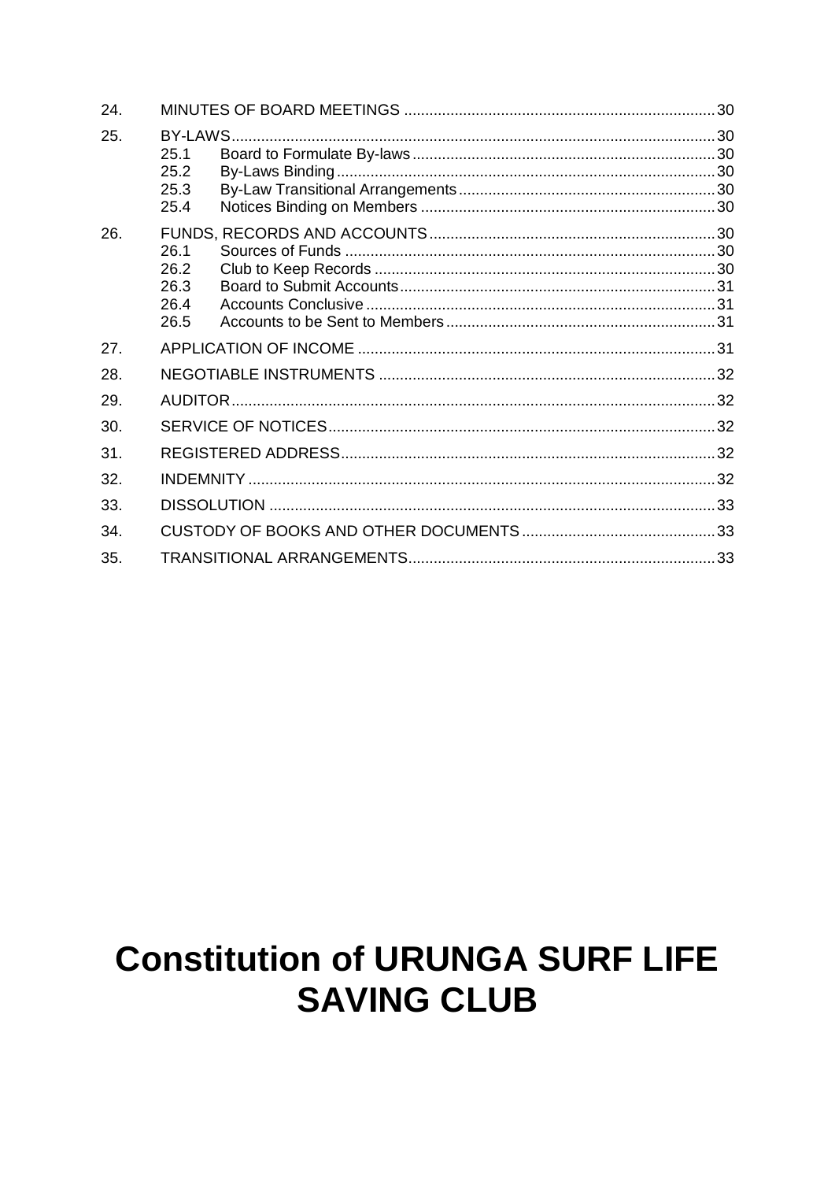24. MINUTES OF BOARD MEETINGS ........................................................................... 30

25. BY-LAWS ........................................................................................................... 30
    - 25.1 Board to Formulate By-laws ........................................................................ 30
    - 25.2 By-Laws Binding ......................................................................................... 30
    - 25.3 By-Law Transitional Arrangements ............................................................. 30
    - 25.4 Notices Binding on Members ...................................................................... 30

26. FUNDS, RECORDS AND ACCOUNTS .................................................................... 30
    - 26.1 Sources of Funds ........................................................................................ 30
    - 26.2 Club to Keep Records .................................................................................. 30
    - 26.3 Board to Submit Accounts ........................................................................... 31
    - 26.4 Accounts Conclusive ................................................................................... 31
    - 26.5 Accounts to be Sent to Members ................................................................ 31

27. APPLICATION OF INCOME ..................................................................................... 31

28. NEGOTIABLE INSTRUMENTS ................................................................................ 32

29. AUDITOR ............................................................................................................. 32

30. SERVICE OF NOTICES ........................................................................................... 32

31. REGISTERED ADDRESS ........................................................................................ 32

32. INDEMNITY ........................................................................................................... 32

33. DISSOLUTION ....................................................................................................... 33

34. CUSTODY OF BOOKS AND OTHER DOCUMENTS .................................................. 33

35. TRANSITIONAL ARRANGEMENTS .......................................................................... 33

# Constitution of URUNGA SURF LIFE SAVING CLUB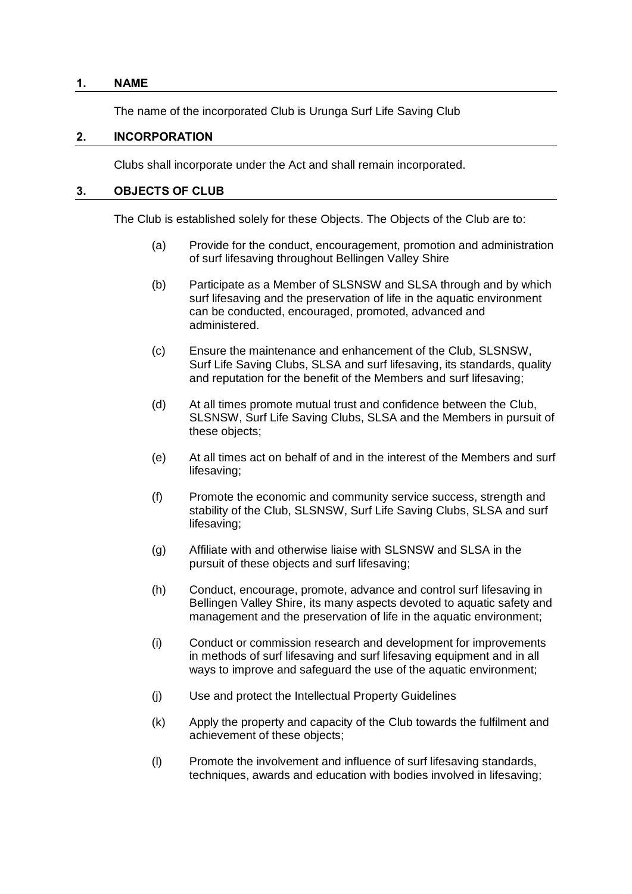## 1. NAME

The name of the incorporated Club is Urunga Surf Life Saving Club

## 2. INCORPORATION

Clubs shall incorporate under the Act and shall remain incorporated.

## 3. OBJECTS OF CLUB

The Club is established solely for these Objects. The Objects of the Club are to:

(a) Provide for the conduct, encouragement, promotion and administration of surf lifesaving throughout Bellingen Valley Shire

(b) Participate as a Member of SLSNSW and SLSA through and by which surf lifesaving and the preservation of life in the aquatic environment can be conducted, encouraged, promoted, advanced and administered.

(c) Ensure the maintenance and enhancement of the Club, SLSNSW, Surf Life Saving Clubs, SLSA and surf lifesaving, its standards, quality and reputation for the benefit of the Members and surf lifesaving;

(d) At all times promote mutual trust and confidence between the Club, SLSNSW, Surf Life Saving Clubs, SLSA and the Members in pursuit of these objects;

(e) At all times act on behalf of and in the interest of the Members and surf lifesaving;

(f) Promote the economic and community service success, strength and stability of the Club, SLSNSW, Surf Life Saving Clubs, SLSA and surf lifesaving;

(g) Affiliate with and otherwise liaise with SLSNSW and SLSA in the pursuit of these objects and surf lifesaving;

(h) Conduct, encourage, promote, advance and control surf lifesaving in Bellingen Valley Shire, its many aspects devoted to aquatic safety and management and the preservation of life in the aquatic environment;

(i) Conduct or commission research and development for improvements in methods of surf lifesaving and surf lifesaving equipment and in all ways to improve and safeguard the use of the aquatic environment;

(j) Use and protect the Intellectual Property Guidelines

(k) Apply the property and capacity of the Club towards the fulfilment and achievement of these objects;

(l) Promote the involvement and influence of surf lifesaving standards, techniques, awards and education with bodies involved in lifesaving;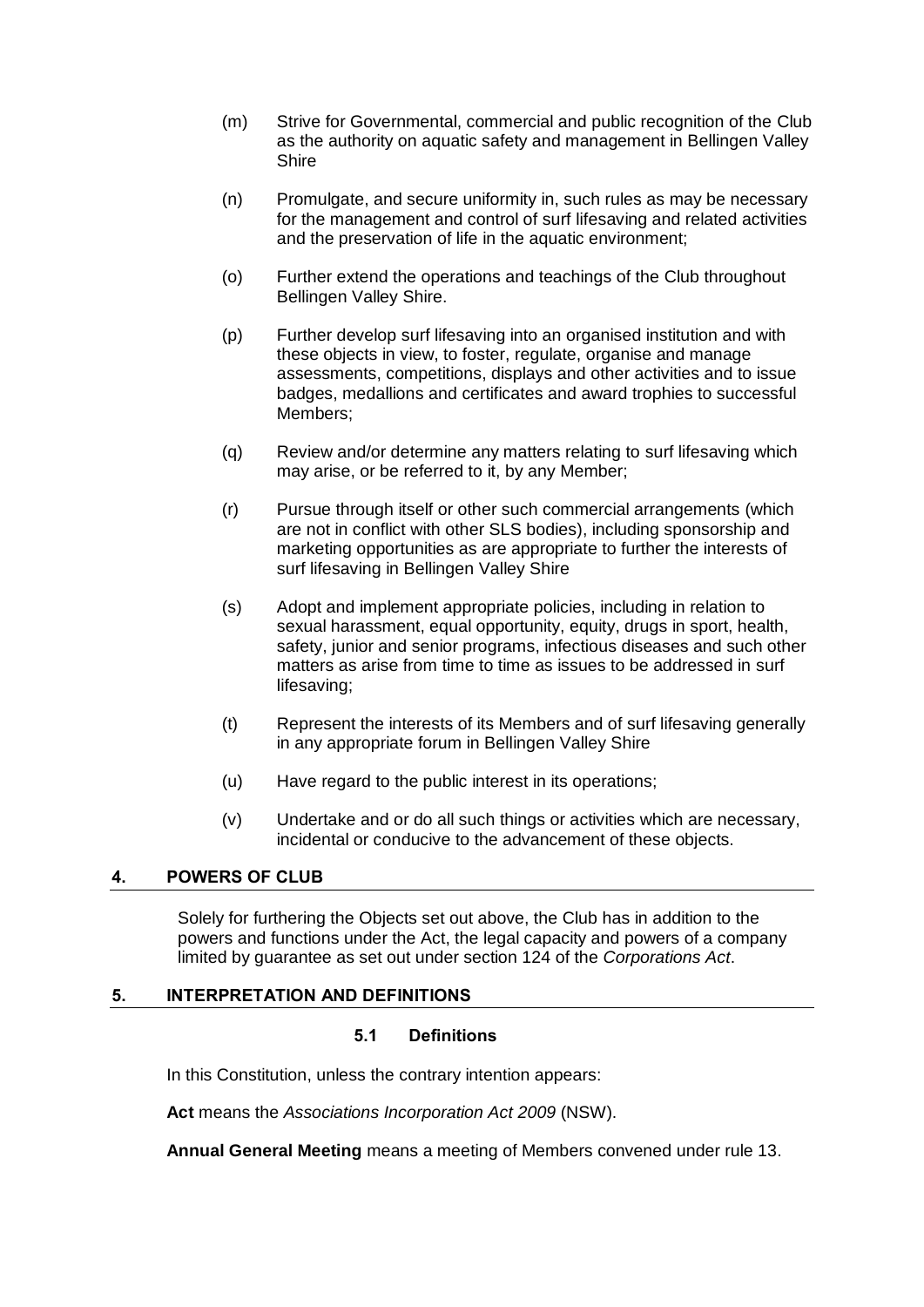(m) Strive for Governmental, commercial and public recognition of the Club as the authority on aquatic safety and management in Bellingen Valley Shire

(n) Promulgate, and secure uniformity in, such rules as may be necessary for the management and control of surf lifesaving and related activities and the preservation of life in the aquatic environment;

(o) Further extend the operations and teachings of the Club throughout Bellingen Valley Shire.

(p) Further develop surf lifesaving into an organised institution and with these objects in view, to foster, regulate, organise and manage assessments, competitions, displays and other activities and to issue badges, medallions and certificates and award trophies to successful Members;

(q) Review and/or determine any matters relating to surf lifesaving which may arise, or be referred to it, by any Member;

(r) Pursue through itself or other such commercial arrangements (which are not in conflict with other SLS bodies), including sponsorship and marketing opportunities as are appropriate to further the interests of surf lifesaving in Bellingen Valley Shire

(s) Adopt and implement appropriate policies, including in relation to sexual harassment, equal opportunity, equity, drugs in sport, health, safety, junior and senior programs, infectious diseases and such other matters as arise from time to time as issues to be addressed in surf lifesaving;

(t) Represent the interests of its Members and of surf lifesaving generally in any appropriate forum in Bellingen Valley Shire

(u) Have regard to the public interest in its operations;

(v) Undertake and or do all such things or activities which are necessary, incidental or conducive to the advancement of these objects.

## 4. POWERS OF CLUB

Solely for furthering the Objects set out above, the Club has in addition to the powers and functions under the Act, the legal capacity and powers of a company limited by guarantee as set out under section 124 of the *Corporations Act*.

## 5. INTERPRETATION AND DEFINITIONS

### 5.1 Definitions

In this Constitution, unless the contrary intention appears:

**Act** means the *Associations Incorporation Act 2009* (NSW).

**Annual General Meeting** means a meeting of Members convened under rule 13.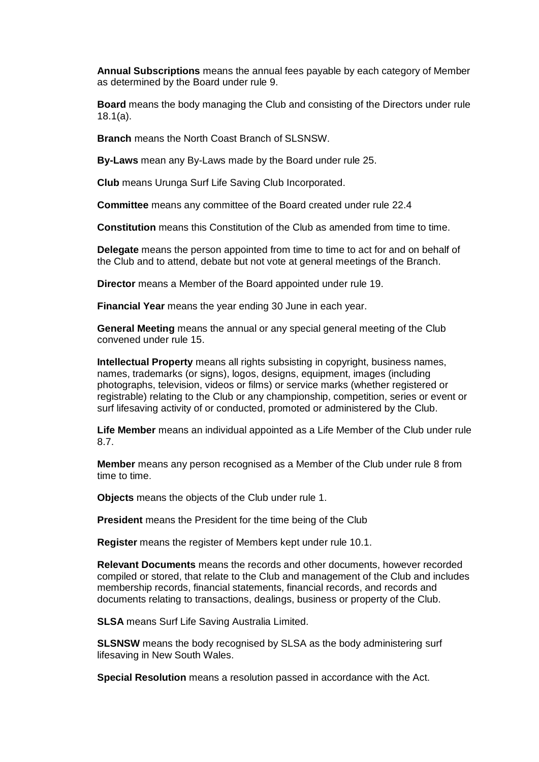**Annual Subscriptions** means the annual fees payable by each category of Member as determined by the Board under rule 9.

**Board** means the body managing the Club and consisting of the Directors under rule 18.1(a).

**Branch** means the North Coast Branch of SLSNSW.

**By-Laws** mean any By-Laws made by the Board under rule 25.

**Club** means Urunga Surf Life Saving Club Incorporated.

**Committee** means any committee of the Board created under rule 22.4

**Constitution** means this Constitution of the Club as amended from time to time.

**Delegate** means the person appointed from time to time to act for and on behalf of the Club and to attend, debate but not vote at general meetings of the Branch.

**Director** means a Member of the Board appointed under rule 19.

**Financial Year** means the year ending 30 June in each year.

**General Meeting** means the annual or any special general meeting of the Club convened under rule 15.

**Intellectual Property** means all rights subsisting in copyright, business names, names, trademarks (or signs), logos, designs, equipment, images (including photographs, television, videos or films) or service marks (whether registered or registrable) relating to the Club or any championship, competition, series or event or surf lifesaving activity of or conducted, promoted or administered by the Club.

**Life Member** means an individual appointed as a Life Member of the Club under rule 8.7.

**Member** means any person recognised as a Member of the Club under rule 8 from time to time.

**Objects** means the objects of the Club under rule 1.

**President** means the President for the time being of the Club

**Register** means the register of Members kept under rule 10.1.

**Relevant Documents** means the records and other documents, however recorded compiled or stored, that relate to the Club and management of the Club and includes membership records, financial statements, financial records, and records and documents relating to transactions, dealings, business or property of the Club.

**SLSA** means Surf Life Saving Australia Limited.

**SLSNSW** means the body recognised by SLSA as the body administering surf lifesaving in New South Wales.

**Special Resolution** means a resolution passed in accordance with the Act.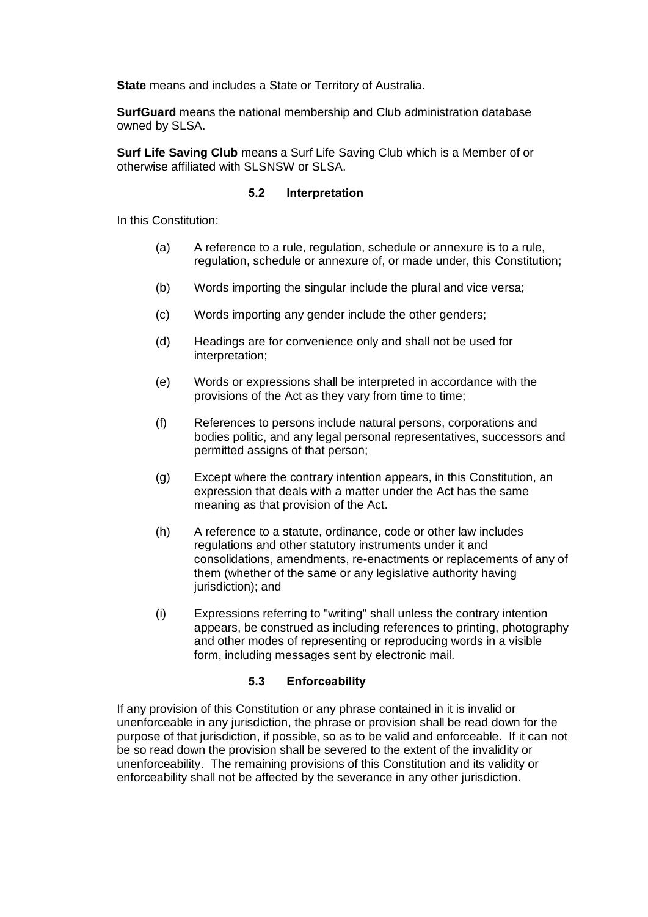**State** means and includes a State or Territory of Australia.

**SurfGuard** means the national membership and Club administration database owned by SLSA.

**Surf Life Saving Club** means a Surf Life Saving Club which is a Member of or otherwise affiliated with SLSNSW or SLSA.

### 5.2 Interpretation

In this Constitution:

(a) A reference to a rule, regulation, schedule or annexure is to a rule, regulation, schedule or annexure of, or made under, this Constitution;

(b) Words importing the singular include the plural and vice versa;

(c) Words importing any gender include the other genders;

(d) Headings are for convenience only and shall not be used for interpretation;

(e) Words or expressions shall be interpreted in accordance with the provisions of the Act as they vary from time to time;

(f) References to persons include natural persons, corporations and bodies politic, and any legal personal representatives, successors and permitted assigns of that person;

(g) Except where the contrary intention appears, in this Constitution, an expression that deals with a matter under the Act has the same meaning as that provision of the Act.

(h) A reference to a statute, ordinance, code or other law includes regulations and other statutory instruments under it and consolidations, amendments, re-enactments or replacements of any of them (whether of the same or any legislative authority having jurisdiction); and

(i) Expressions referring to "writing" shall unless the contrary intention appears, be construed as including references to printing, photography and other modes of representing or reproducing words in a visible form, including messages sent by electronic mail.

### 5.3 Enforceability

If any provision of this Constitution or any phrase contained in it is invalid or unenforceable in any jurisdiction, the phrase or provision shall be read down for the purpose of that jurisdiction, if possible, so as to be valid and enforceable. If it can not be so read down the provision shall be severed to the extent of the invalidity or unenforceability. The remaining provisions of this Constitution and its validity or enforceability shall not be affected by the severance in any other jurisdiction.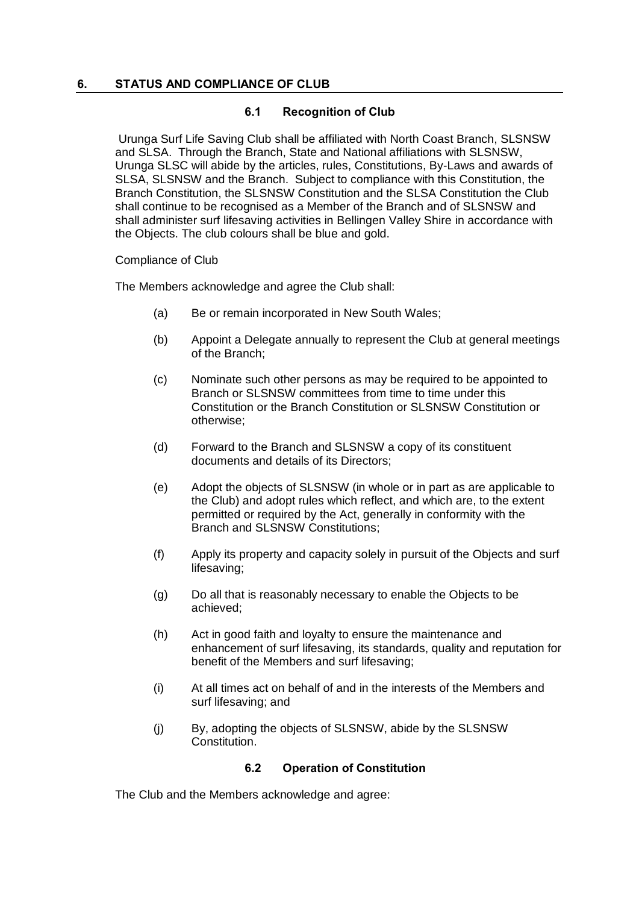## 6. STATUS AND COMPLIANCE OF CLUB

### 6.1 Recognition of Club

Urunga Surf Life Saving Club shall be affiliated with North Coast Branch, SLSNSW and SLSA. Through the Branch, State and National affiliations with SLSNSW, Urunga SLSC will abide by the articles, rules, Constitutions, By-Laws and awards of SLSA, SLSNSW and the Branch. Subject to compliance with this Constitution, the Branch Constitution, the SLSNSW Constitution and the SLSA Constitution the Club shall continue to be recognised as a Member of the Branch and of SLSNSW and shall administer surf lifesaving activities in Bellingen Valley Shire in accordance with the Objects. The club colours shall be blue and gold.

Compliance of Club

The Members acknowledge and agree the Club shall:

(a) Be or remain incorporated in New South Wales;

(b) Appoint a Delegate annually to represent the Club at general meetings of the Branch;

(c) Nominate such other persons as may be required to be appointed to Branch or SLSNSW committees from time to time under this Constitution or the Branch Constitution or SLSNSW Constitution or otherwise;

(d) Forward to the Branch and SLSNSW a copy of its constituent documents and details of its Directors;

(e) Adopt the objects of SLSNSW (in whole or in part as are applicable to the Club) and adopt rules which reflect, and which are, to the extent permitted or required by the Act, generally in conformity with the Branch and SLSNSW Constitutions;

(f) Apply its property and capacity solely in pursuit of the Objects and surf lifesaving;

(g) Do all that is reasonably necessary to enable the Objects to be achieved;

(h) Act in good faith and loyalty to ensure the maintenance and enhancement of surf lifesaving, its standards, quality and reputation for benefit of the Members and surf lifesaving;

(i) At all times act on behalf of and in the interests of the Members and surf lifesaving; and

(j) By, adopting the objects of SLSNSW, abide by the SLSNSW Constitution.

### 6.2 Operation of Constitution

The Club and the Members acknowledge and agree: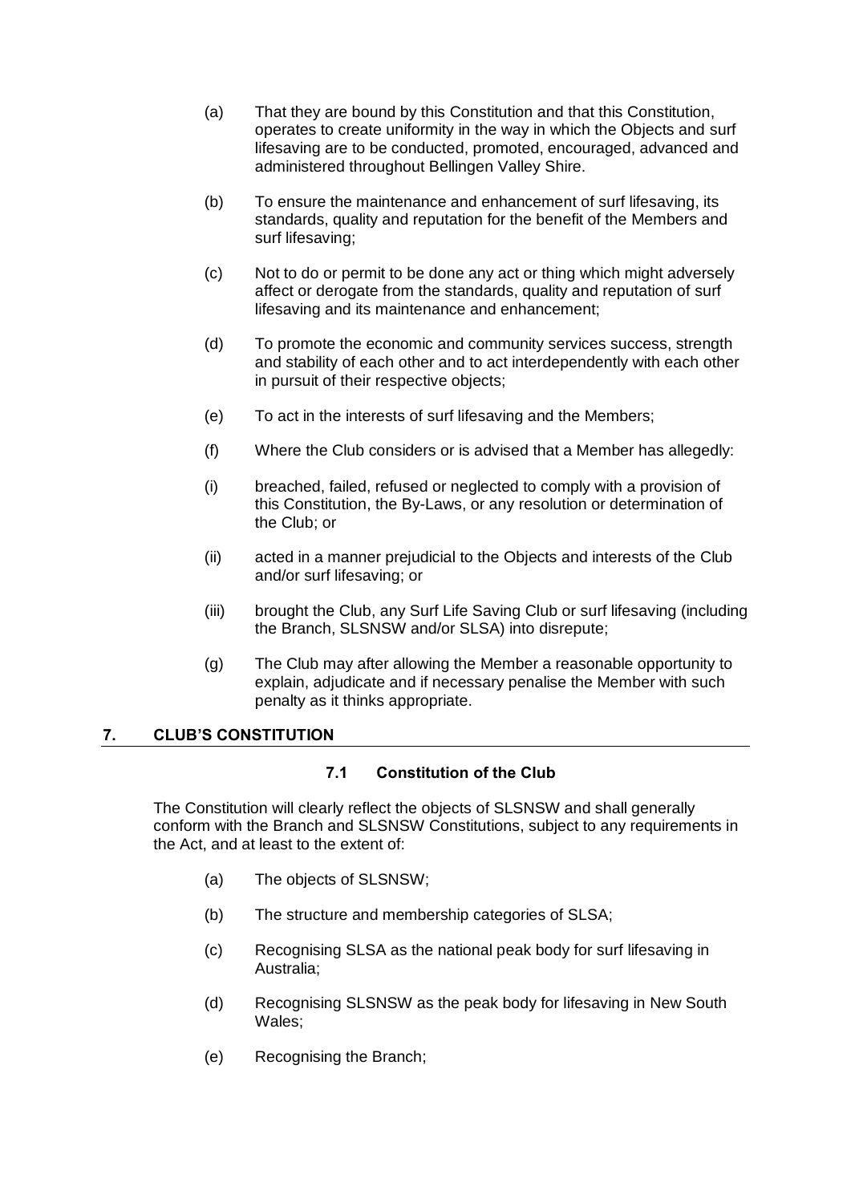(a) That they are bound by this Constitution and that this Constitution, operates to create uniformity in the way in which the Objects and surf lifesaving are to be conducted, promoted, encouraged, advanced and administered throughout Bellingen Valley Shire.

(b) To ensure the maintenance and enhancement of surf lifesaving, its standards, quality and reputation for the benefit of the Members and surf lifesaving;

(c) Not to do or permit to be done any act or thing which might adversely affect or derogate from the standards, quality and reputation of surf lifesaving and its maintenance and enhancement;

(d) To promote the economic and community services success, strength and stability of each other and to act interdependently with each other in pursuit of their respective objects;

(e) To act in the interests of surf lifesaving and the Members;

(f) Where the Club considers or is advised that a Member has allegedly:

(i) breached, failed, refused or neglected to comply with a provision of this Constitution, the By-Laws, or any resolution or determination of the Club; or

(ii) acted in a manner prejudicial to the Objects and interests of the Club and/or surf lifesaving; or

(iii) brought the Club, any Surf Life Saving Club or surf lifesaving (including the Branch, SLSNSW and/or SLSA) into disrepute;

(g) The Club may after allowing the Member a reasonable opportunity to explain, adjudicate and if necessary penalise the Member with such penalty as it thinks appropriate.

## 7. CLUB'S CONSTITUTION

### 7.1 Constitution of the Club

The Constitution will clearly reflect the objects of SLSNSW and shall generally conform with the Branch and SLSNSW Constitutions, subject to any requirements in the Act, and at least to the extent of:

(a) The objects of SLSNSW;

(b) The structure and membership categories of SLSA;

(c) Recognising SLSA as the national peak body for surf lifesaving in Australia;

(d) Recognising SLSNSW as the peak body for lifesaving in New South Wales;

(e) Recognising the Branch;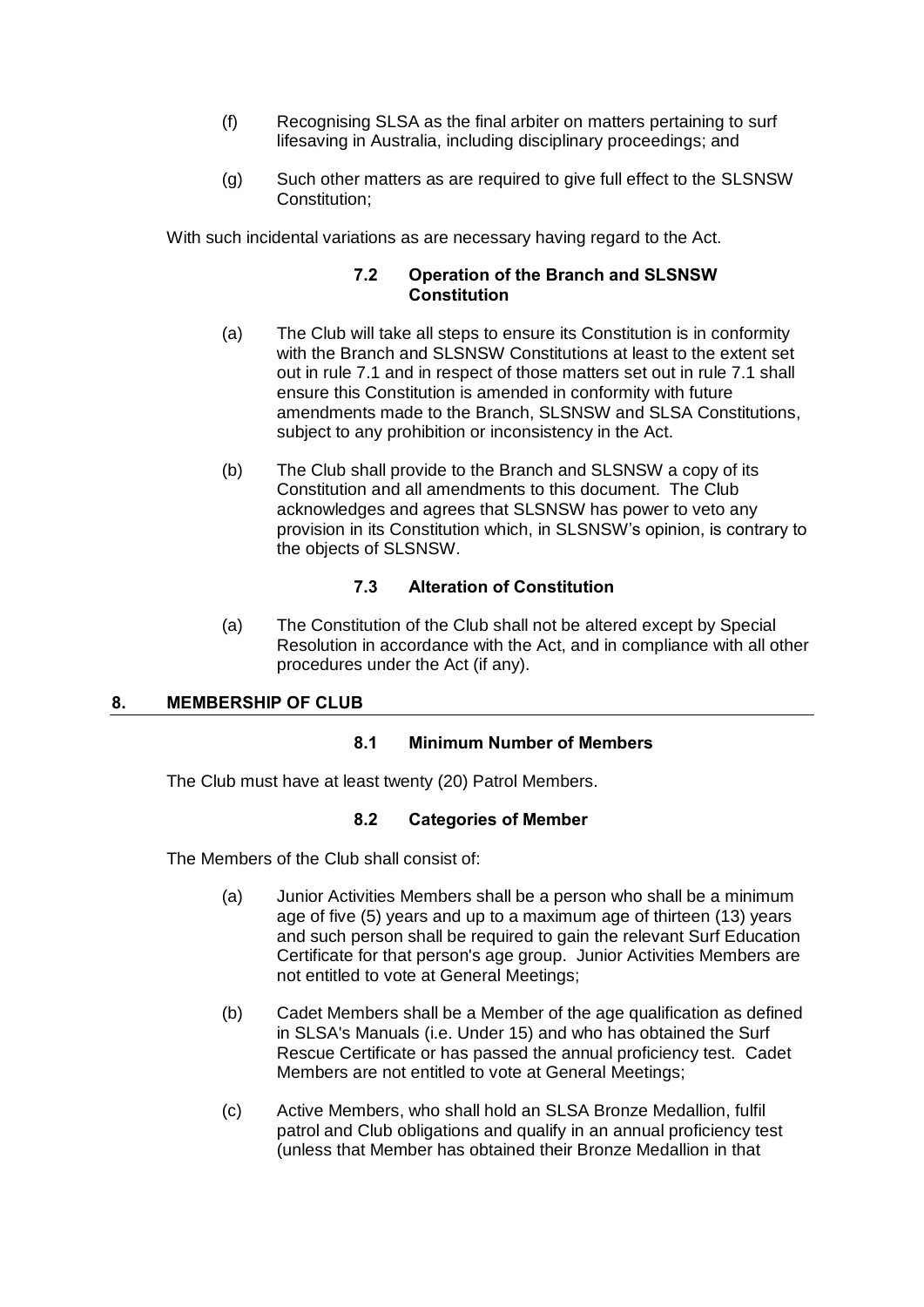(f) Recognising SLSA as the final arbiter on matters pertaining to surf lifesaving in Australia, including disciplinary proceedings; and

(g) Such other matters as are required to give full effect to the SLSNSW Constitution;

With such incidental variations as are necessary having regard to the Act.

### 7.2 Operation of the Branch and SLSNSW Constitution

(a) The Club will take all steps to ensure its Constitution is in conformity with the Branch and SLSNSW Constitutions at least to the extent set out in rule 7.1 and in respect of those matters set out in rule 7.1 shall ensure this Constitution is amended in conformity with future amendments made to the Branch, SLSNSW and SLSA Constitutions, subject to any prohibition or inconsistency in the Act.

(b) The Club shall provide to the Branch and SLSNSW a copy of its Constitution and all amendments to this document. The Club acknowledges and agrees that SLSNSW has power to veto any provision in its Constitution which, in SLSNSW's opinion, is contrary to the objects of SLSNSW.

### 7.3 Alteration of Constitution

(a) The Constitution of the Club shall not be altered except by Special Resolution in accordance with the Act, and in compliance with all other procedures under the Act (if any).

## 8. MEMBERSHIP OF CLUB

### 8.1 Minimum Number of Members

The Club must have at least twenty (20) Patrol Members.

### 8.2 Categories of Member

The Members of the Club shall consist of:

(a) Junior Activities Members shall be a person who shall be a minimum age of five (5) years and up to a maximum age of thirteen (13) years and such person shall be required to gain the relevant Surf Education Certificate for that person's age group. Junior Activities Members are not entitled to vote at General Meetings;

(b) Cadet Members shall be a Member of the age qualification as defined in SLSA's Manuals (i.e. Under 15) and who has obtained the Surf Rescue Certificate or has passed the annual proficiency test. Cadet Members are not entitled to vote at General Meetings;

(c) Active Members, who shall hold an SLSA Bronze Medallion, fulfil patrol and Club obligations and qualify in an annual proficiency test (unless that Member has obtained their Bronze Medallion in that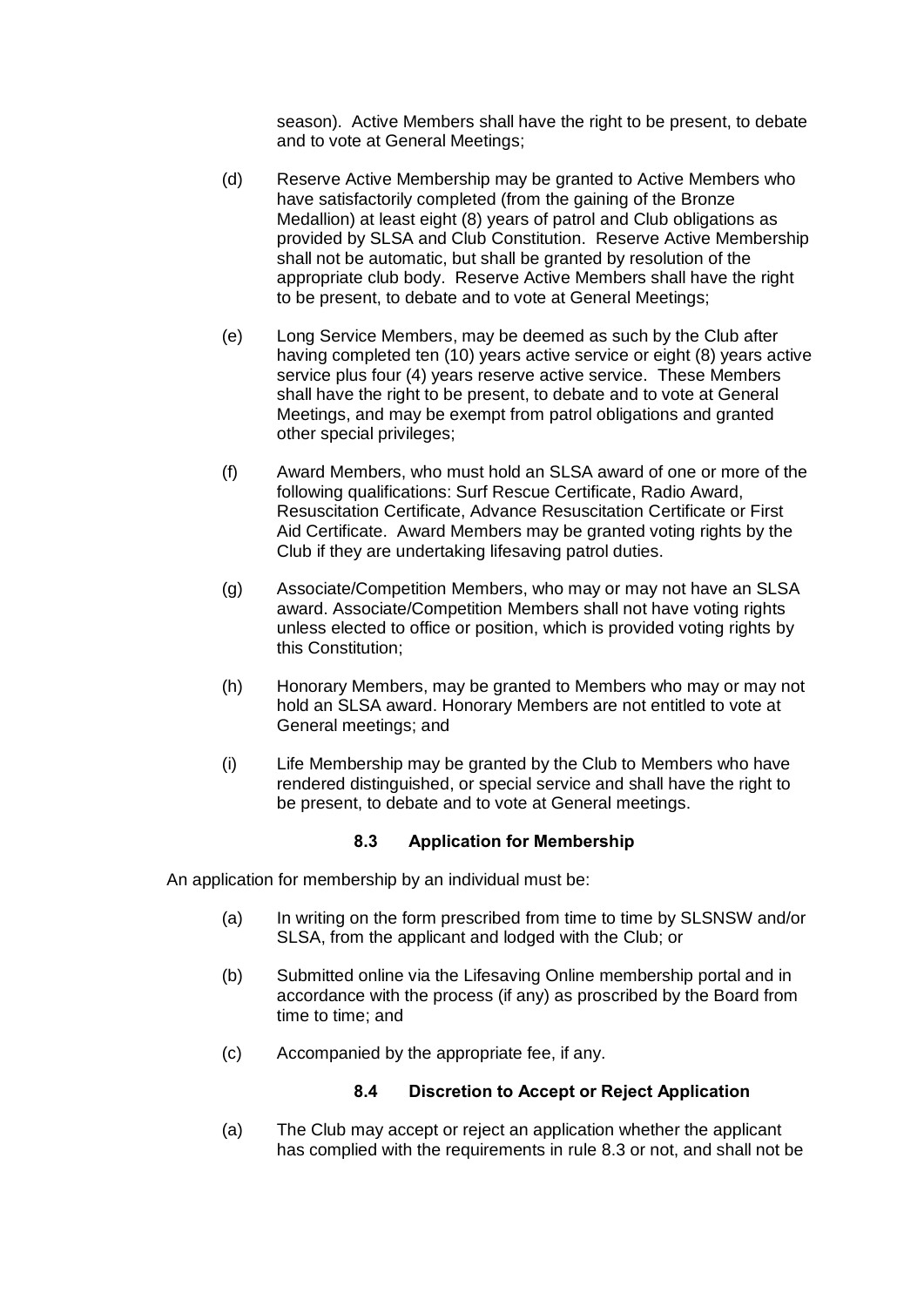season). Active Members shall have the right to be present, to debate and to vote at General Meetings;

(d) Reserve Active Membership may be granted to Active Members who have satisfactorily completed (from the gaining of the Bronze Medallion) at least eight (8) years of patrol and Club obligations as provided by SLSA and Club Constitution. Reserve Active Membership shall not be automatic, but shall be granted by resolution of the appropriate club body. Reserve Active Members shall have the right to be present, to debate and to vote at General Meetings;

(e) Long Service Members, may be deemed as such by the Club after having completed ten (10) years active service or eight (8) years active service plus four (4) years reserve active service. These Members shall have the right to be present, to debate and to vote at General Meetings, and may be exempt from patrol obligations and granted other special privileges;

(f) Award Members, who must hold an SLSA award of one or more of the following qualifications: Surf Rescue Certificate, Radio Award, Resuscitation Certificate, Advance Resuscitation Certificate or First Aid Certificate. Award Members may be granted voting rights by the Club if they are undertaking lifesaving patrol duties.

(g) Associate/Competition Members, who may or may not have an SLSA award. Associate/Competition Members shall not have voting rights unless elected to office or position, which is provided voting rights by this Constitution;

(h) Honorary Members, may be granted to Members who may or may not hold an SLSA award. Honorary Members are not entitled to vote at General meetings; and

(i) Life Membership may be granted by the Club to Members who have rendered distinguished, or special service and shall have the right to be present, to debate and to vote at General meetings.

### 8.3 Application for Membership

An application for membership by an individual must be:

(a) In writing on the form prescribed from time to time by SLSNSW and/or SLSA, from the applicant and lodged with the Club; or

(b) Submitted online via the Lifesaving Online membership portal and in accordance with the process (if any) as proscribed by the Board from time to time; and

(c) Accompanied by the appropriate fee, if any.

### 8.4 Discretion to Accept or Reject Application

(a) The Club may accept or reject an application whether the applicant has complied with the requirements in rule 8.3 or not, and shall not be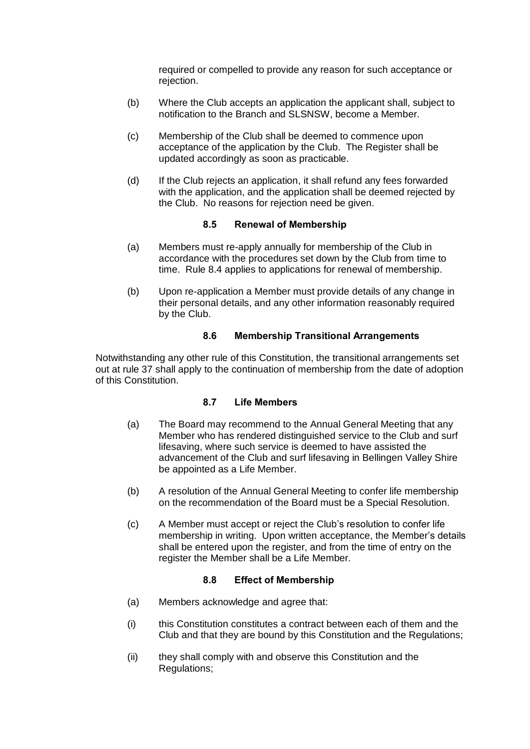required or compelled to provide any reason for such acceptance or rejection.

(b) Where the Club accepts an application the applicant shall, subject to notification to the Branch and SLSNSW, become a Member.

(c) Membership of the Club shall be deemed to commence upon acceptance of the application by the Club. The Register shall be updated accordingly as soon as practicable.

(d) If the Club rejects an application, it shall refund any fees forwarded with the application, and the application shall be deemed rejected by the Club. No reasons for rejection need be given.

#### 8.5 Renewal of Membership

(a) Members must re-apply annually for membership of the Club in accordance with the procedures set down by the Club from time to time. Rule 8.4 applies to applications for renewal of membership.

(b) Upon re-application a Member must provide details of any change in their personal details, and any other information reasonably required by the Club.

#### 8.6 Membership Transitional Arrangements

Notwithstanding any other rule of this Constitution, the transitional arrangements set out at rule 37 shall apply to the continuation of membership from the date of adoption of this Constitution.

#### 8.7 Life Members

(a) The Board may recommend to the Annual General Meeting that any Member who has rendered distinguished service to the Club and surf lifesaving, where such service is deemed to have assisted the advancement of the Club and surf lifesaving in Bellingen Valley Shire be appointed as a Life Member.

(b) A resolution of the Annual General Meeting to confer life membership on the recommendation of the Board must be a Special Resolution.

(c) A Member must accept or reject the Club's resolution to confer life membership in writing. Upon written acceptance, the Member's details shall be entered upon the register, and from the time of entry on the register the Member shall be a Life Member.

#### 8.8 Effect of Membership

(a) Members acknowledge and agree that:

(i) this Constitution constitutes a contract between each of them and the Club and that they are bound by this Constitution and the Regulations;

(ii) they shall comply with and observe this Constitution and the Regulations;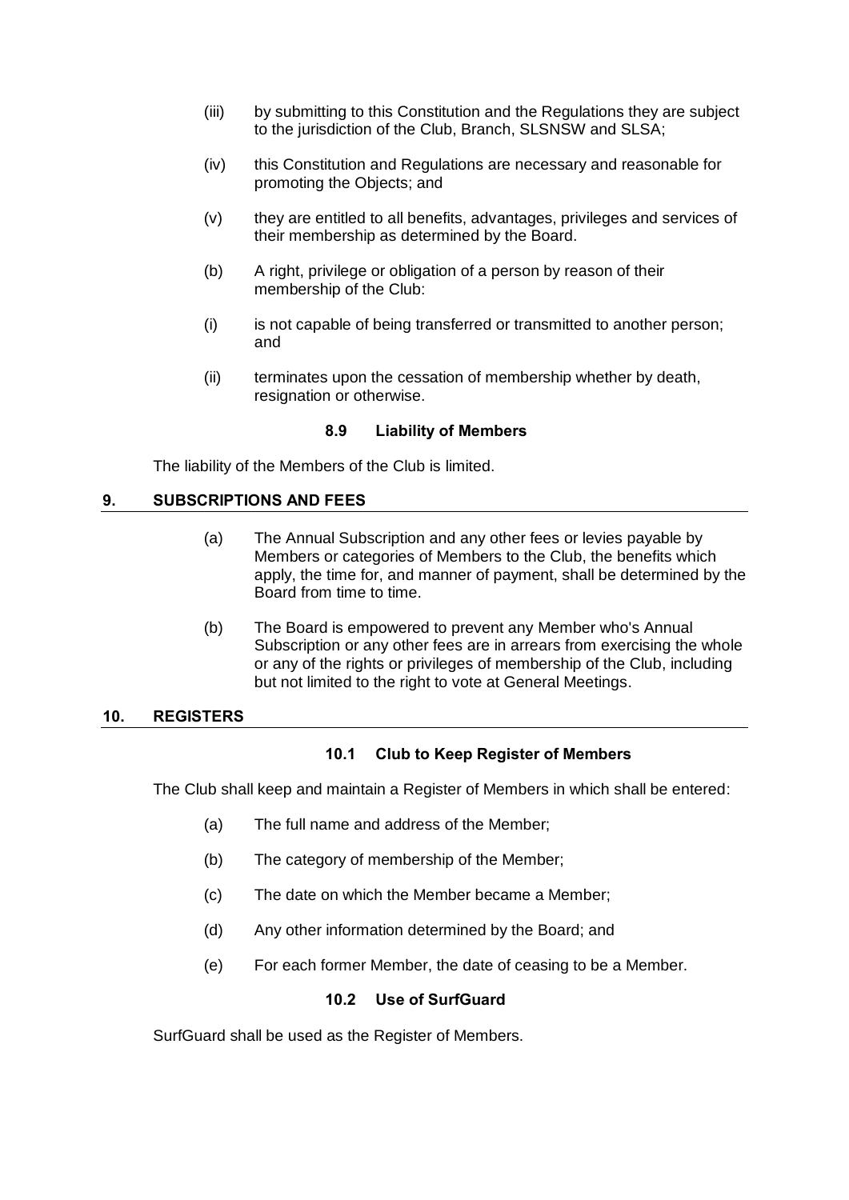(iii) by submitting to this Constitution and the Regulations they are subject to the jurisdiction of the Club, Branch, SLSNSW and SLSA;

(iv) this Constitution and Regulations are necessary and reasonable for promoting the Objects; and

(v) they are entitled to all benefits, advantages, privileges and services of their membership as determined by the Board.

(b) A right, privilege or obligation of a person by reason of their membership of the Club:

(i) is not capable of being transferred or transmitted to another person; and

(ii) terminates upon the cessation of membership whether by death, resignation or otherwise.

### 8.9 Liability of Members

The liability of the Members of the Club is limited.

## 9. SUBSCRIPTIONS AND FEES

(a) The Annual Subscription and any other fees or levies payable by Members or categories of Members to the Club, the benefits which apply, the time for, and manner of payment, shall be determined by the Board from time to time.

(b) The Board is empowered to prevent any Member who's Annual Subscription or any other fees are in arrears from exercising the whole or any of the rights or privileges of membership of the Club, including but not limited to the right to vote at General Meetings.

## 10. REGISTERS

### 10.1 Club to Keep Register of Members

The Club shall keep and maintain a Register of Members in which shall be entered:

(a) The full name and address of the Member;

(b) The category of membership of the Member;

(c) The date on which the Member became a Member;

(d) Any other information determined by the Board; and

(e) For each former Member, the date of ceasing to be a Member.

### 10.2 Use of SurfGuard

SurfGuard shall be used as the Register of Members.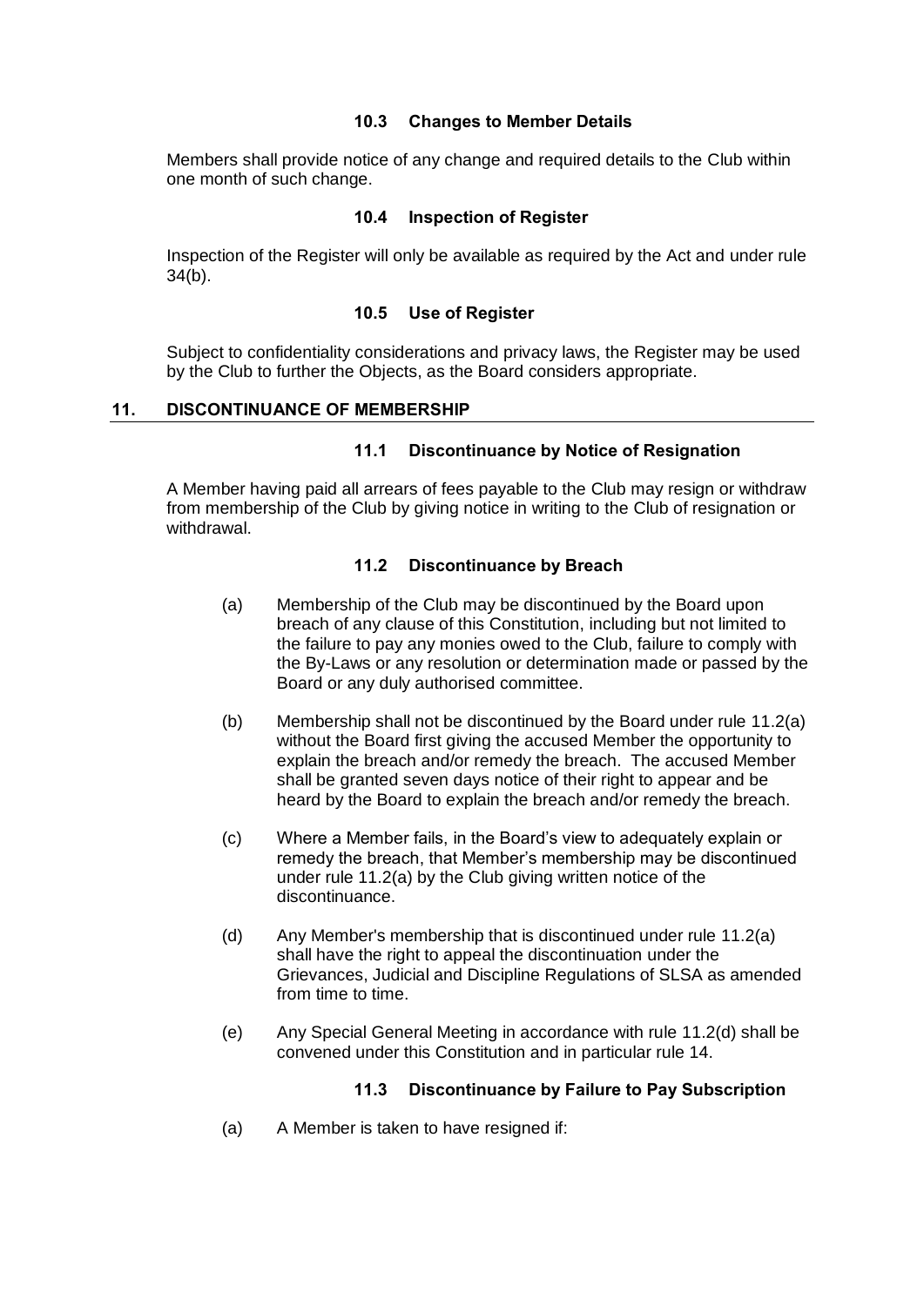### 10.3 Changes to Member Details

Members shall provide notice of any change and required details to the Club within one month of such change.

### 10.4 Inspection of Register

Inspection of the Register will only be available as required by the Act and under rule 34(b).

### 10.5 Use of Register

Subject to confidentiality considerations and privacy laws, the Register may be used by the Club to further the Objects, as the Board considers appropriate.

## 11. DISCONTINUANCE OF MEMBERSHIP

### 11.1 Discontinuance by Notice of Resignation

A Member having paid all arrears of fees payable to the Club may resign or withdraw from membership of the Club by giving notice in writing to the Club of resignation or withdrawal.

### 11.2 Discontinuance by Breach

(a) Membership of the Club may be discontinued by the Board upon breach of any clause of this Constitution, including but not limited to the failure to pay any monies owed to the Club, failure to comply with the By-Laws or any resolution or determination made or passed by the Board or any duly authorised committee.

(b) Membership shall not be discontinued by the Board under rule 11.2(a) without the Board first giving the accused Member the opportunity to explain the breach and/or remedy the breach. The accused Member shall be granted seven days notice of their right to appear and be heard by the Board to explain the breach and/or remedy the breach.

(c) Where a Member fails, in the Board's view to adequately explain or remedy the breach, that Member's membership may be discontinued under rule 11.2(a) by the Club giving written notice of the discontinuance.

(d) Any Member's membership that is discontinued under rule 11.2(a) shall have the right to appeal the discontinuation under the Grievances, Judicial and Discipline Regulations of SLSA as amended from time to time.

(e) Any Special General Meeting in accordance with rule 11.2(d) shall be convened under this Constitution and in particular rule 14.

### 11.3 Discontinuance by Failure to Pay Subscription

(a) A Member is taken to have resigned if: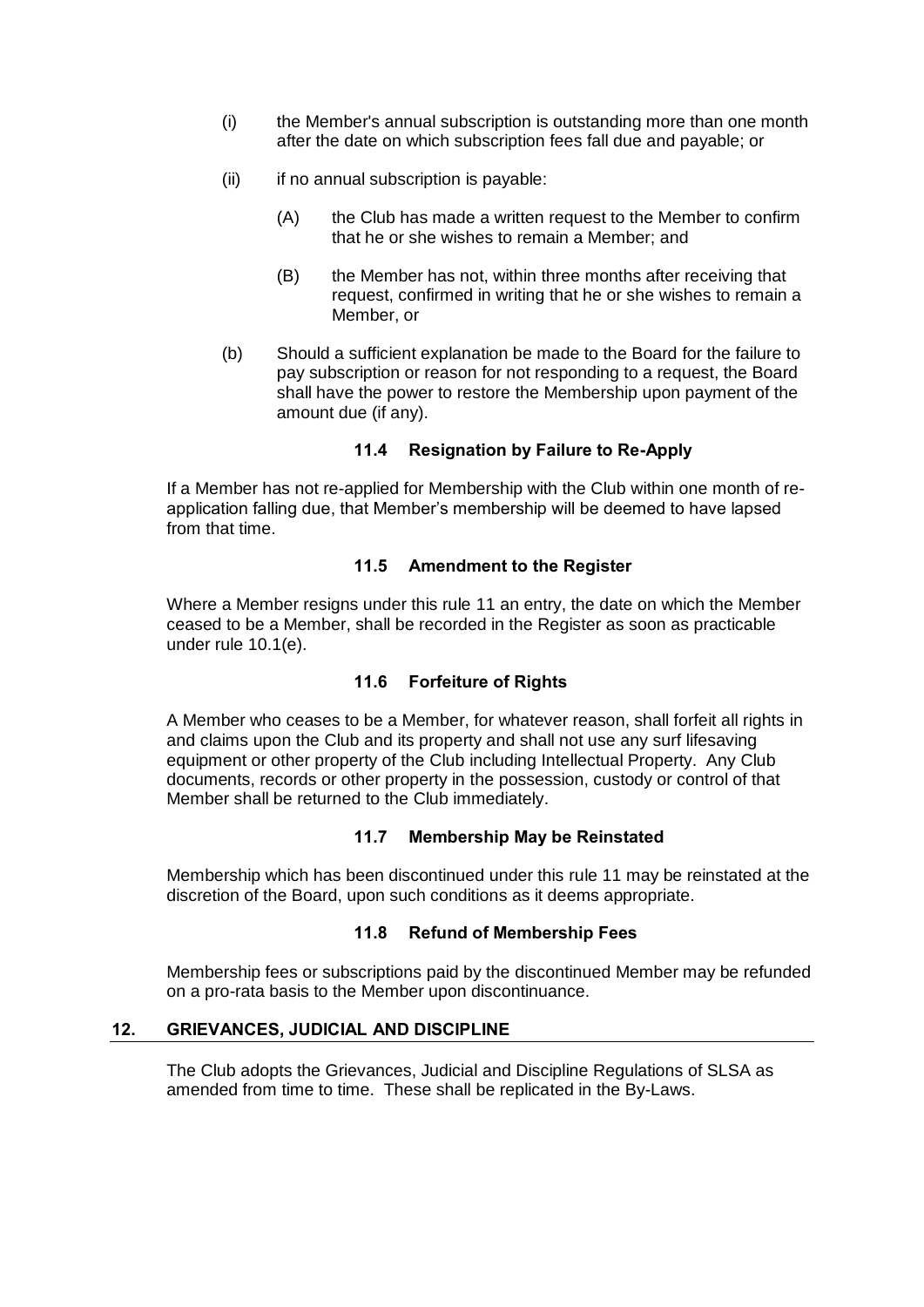(i) the Member's annual subscription is outstanding more than one month after the date on which subscription fees fall due and payable; or

(ii) if no annual subscription is payable:

(A) the Club has made a written request to the Member to confirm that he or she wishes to remain a Member; and

(B) the Member has not, within three months after receiving that request, confirmed in writing that he or she wishes to remain a Member, or

(b) Should a sufficient explanation be made to the Board for the failure to pay subscription or reason for not responding to a request, the Board shall have the power to restore the Membership upon payment of the amount due (if any).

### 11.4 Resignation by Failure to Re-Apply

If a Member has not re-applied for Membership with the Club within one month of re-application falling due, that Member's membership will be deemed to have lapsed from that time.

### 11.5 Amendment to the Register

Where a Member resigns under this rule 11 an entry, the date on which the Member ceased to be a Member, shall be recorded in the Register as soon as practicable under rule 10.1(e).

### 11.6 Forfeiture of Rights

A Member who ceases to be a Member, for whatever reason, shall forfeit all rights in and claims upon the Club and its property and shall not use any surf lifesaving equipment or other property of the Club including Intellectual Property. Any Club documents, records or other property in the possession, custody or control of that Member shall be returned to the Club immediately.

### 11.7 Membership May be Reinstated

Membership which has been discontinued under this rule 11 may be reinstated at the discretion of the Board, upon such conditions as it deems appropriate.

### 11.8 Refund of Membership Fees

Membership fees or subscriptions paid by the discontinued Member may be refunded on a pro-rata basis to the Member upon discontinuance.

## 12. GRIEVANCES, JUDICIAL AND DISCIPLINE

The Club adopts the Grievances, Judicial and Discipline Regulations of SLSA as amended from time to time. These shall be replicated in the By-Laws.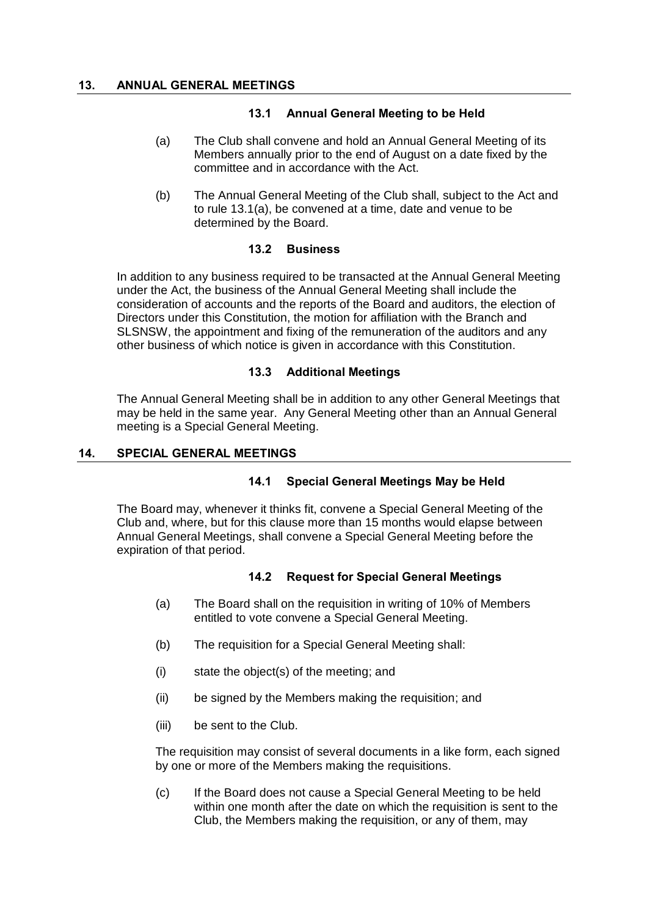## 13. ANNUAL GENERAL MEETINGS

### 13.1 Annual General Meeting to be Held

(a) The Club shall convene and hold an Annual General Meeting of its Members annually prior to the end of August on a date fixed by the committee and in accordance with the Act.

(b) The Annual General Meeting of the Club shall, subject to the Act and to rule 13.1(a), be convened at a time, date and venue to be determined by the Board.

### 13.2 Business

In addition to any business required to be transacted at the Annual General Meeting under the Act, the business of the Annual General Meeting shall include the consideration of accounts and the reports of the Board and auditors, the election of Directors under this Constitution, the motion for affiliation with the Branch and SLSNSW, the appointment and fixing of the remuneration of the auditors and any other business of which notice is given in accordance with this Constitution.

### 13.3 Additional Meetings

The Annual General Meeting shall be in addition to any other General Meetings that may be held in the same year. Any General Meeting other than an Annual General meeting is a Special General Meeting.

## 14. SPECIAL GENERAL MEETINGS

### 14.1 Special General Meetings May be Held

The Board may, whenever it thinks fit, convene a Special General Meeting of the Club and, where, but for this clause more than 15 months would elapse between Annual General Meetings, shall convene a Special General Meeting before the expiration of that period.

### 14.2 Request for Special General Meetings

(a) The Board shall on the requisition in writing of 10% of Members entitled to vote convene a Special General Meeting.

(b) The requisition for a Special General Meeting shall:

(i) state the object(s) of the meeting; and

(ii) be signed by the Members making the requisition; and

(iii) be sent to the Club.

The requisition may consist of several documents in a like form, each signed by one or more of the Members making the requisitions.

(c) If the Board does not cause a Special General Meeting to be held within one month after the date on which the requisition is sent to the Club, the Members making the requisition, or any of them, may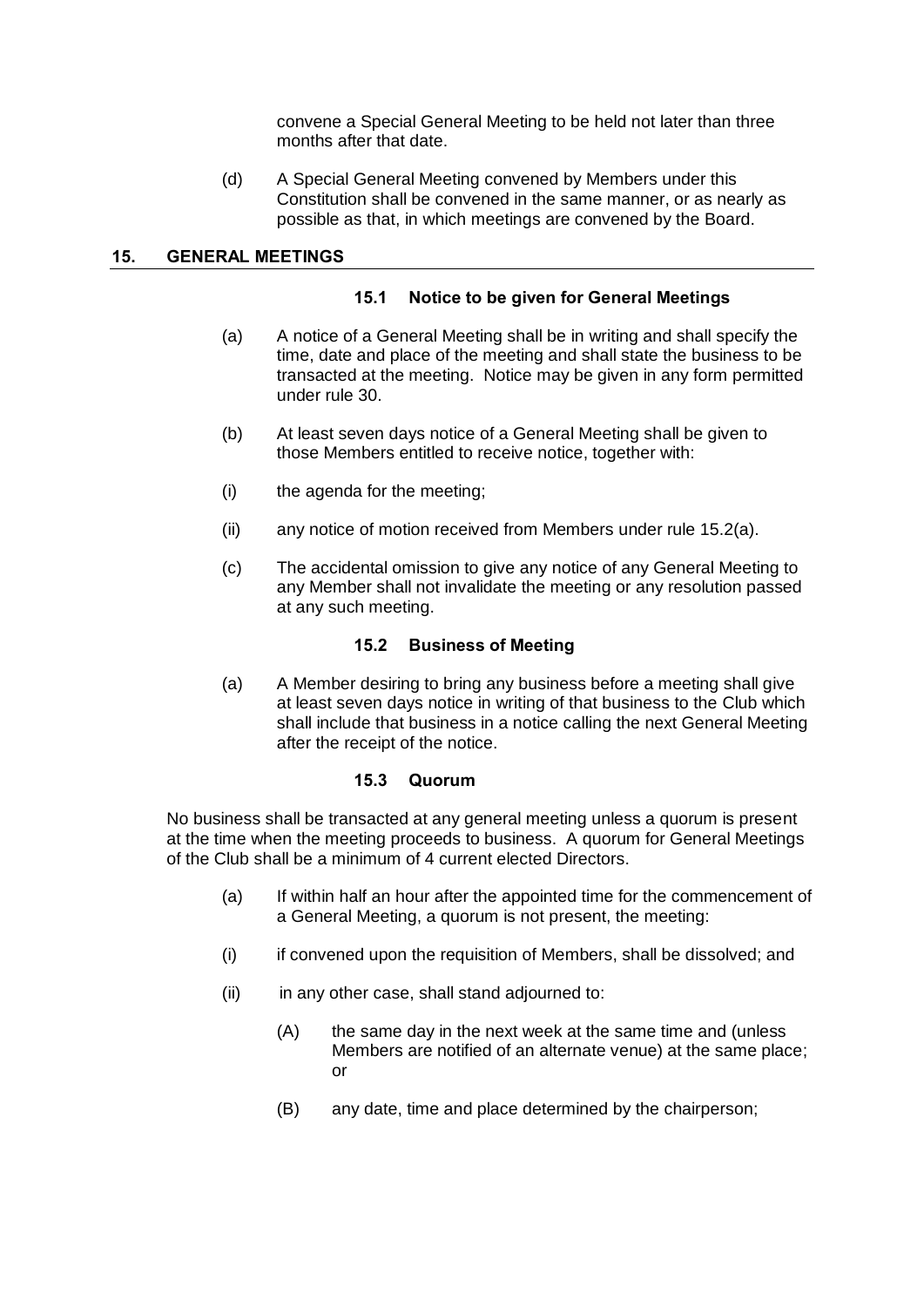convene a Special General Meeting to be held not later than three months after that date.

(d) A Special General Meeting convened by Members under this Constitution shall be convened in the same manner, or as nearly as possible as that, in which meetings are convened by the Board.

## 15. GENERAL MEETINGS

### 15.1 Notice to be given for General Meetings

(a) A notice of a General Meeting shall be in writing and shall specify the time, date and place of the meeting and shall state the business to be transacted at the meeting. Notice may be given in any form permitted under rule 30.

(b) At least seven days notice of a General Meeting shall be given to those Members entitled to receive notice, together with:

(i) the agenda for the meeting;

(ii) any notice of motion received from Members under rule 15.2(a).

(c) The accidental omission to give any notice of any General Meeting to any Member shall not invalidate the meeting or any resolution passed at any such meeting.

### 15.2 Business of Meeting

(a) A Member desiring to bring any business before a meeting shall give at least seven days notice in writing of that business to the Club which shall include that business in a notice calling the next General Meeting after the receipt of the notice.

### 15.3 Quorum

No business shall be transacted at any general meeting unless a quorum is present at the time when the meeting proceeds to business. A quorum for General Meetings of the Club shall be a minimum of 4 current elected Directors.

(a) If within half an hour after the appointed time for the commencement of a General Meeting, a quorum is not present, the meeting:

(i) if convened upon the requisition of Members, shall be dissolved; and

(ii) in any other case, shall stand adjourned to:

(A) the same day in the next week at the same time and (unless Members are notified of an alternate venue) at the same place; or

(B) any date, time and place determined by the chairperson;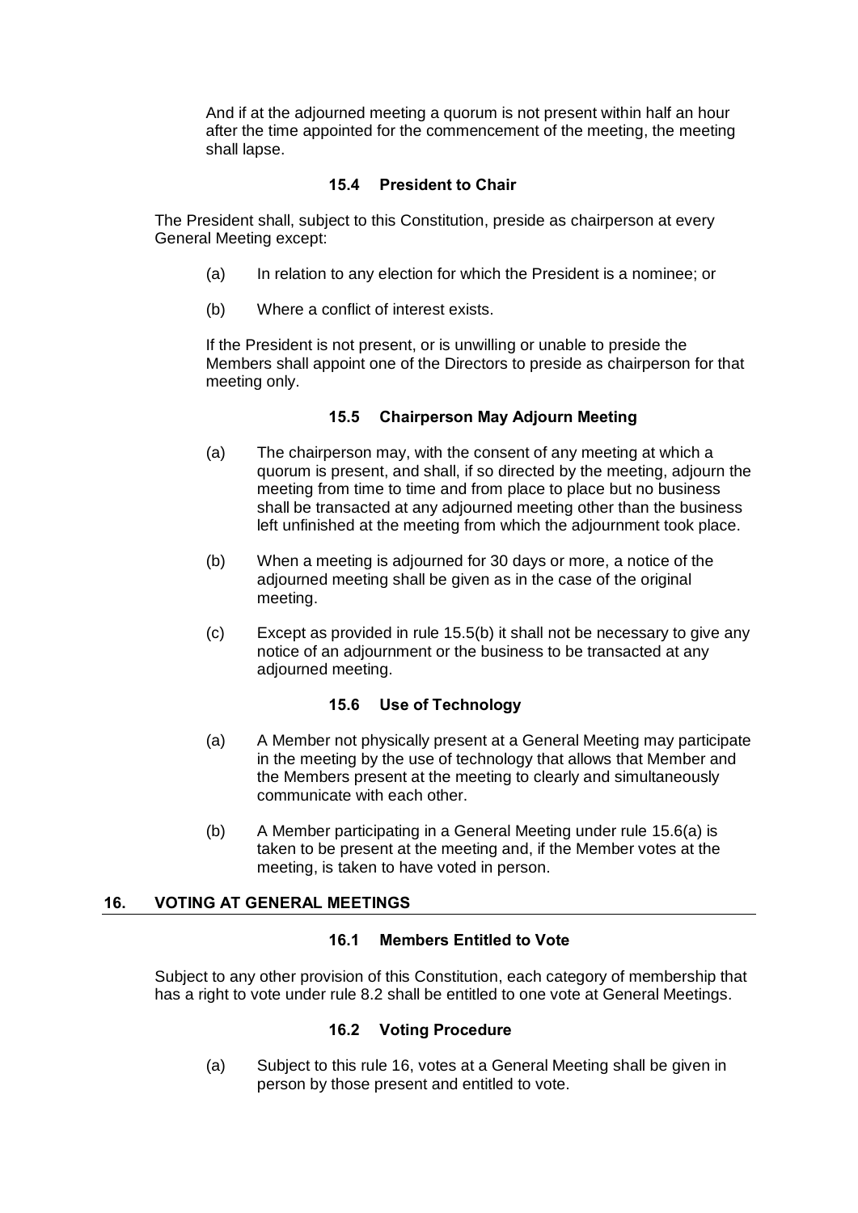And if at the adjourned meeting a quorum is not present within half an hour after the time appointed for the commencement of the meeting, the meeting shall lapse.

### 15.4 President to Chair

The President shall, subject to this Constitution, preside as chairperson at every General Meeting except:

(a) In relation to any election for which the President is a nominee; or

(b) Where a conflict of interest exists.

If the President is not present, or is unwilling or unable to preside the Members shall appoint one of the Directors to preside as chairperson for that meeting only.

### 15.5 Chairperson May Adjourn Meeting

(a) The chairperson may, with the consent of any meeting at which a quorum is present, and shall, if so directed by the meeting, adjourn the meeting from time to time and from place to place but no business shall be transacted at any adjourned meeting other than the business left unfinished at the meeting from which the adjournment took place.

(b) When a meeting is adjourned for 30 days or more, a notice of the adjourned meeting shall be given as in the case of the original meeting.

(c) Except as provided in rule 15.5(b) it shall not be necessary to give any notice of an adjournment or the business to be transacted at any adjourned meeting.

### 15.6 Use of Technology

(a) A Member not physically present at a General Meeting may participate in the meeting by the use of technology that allows that Member and the Members present at the meeting to clearly and simultaneously communicate with each other.

(b) A Member participating in a General Meeting under rule 15.6(a) is taken to be present at the meeting and, if the Member votes at the meeting, is taken to have voted in person.

## 16. VOTING AT GENERAL MEETINGS

### 16.1 Members Entitled to Vote

Subject to any other provision of this Constitution, each category of membership that has a right to vote under rule 8.2 shall be entitled to one vote at General Meetings.

### 16.2 Voting Procedure

(a) Subject to this rule 16, votes at a General Meeting shall be given in person by those present and entitled to vote.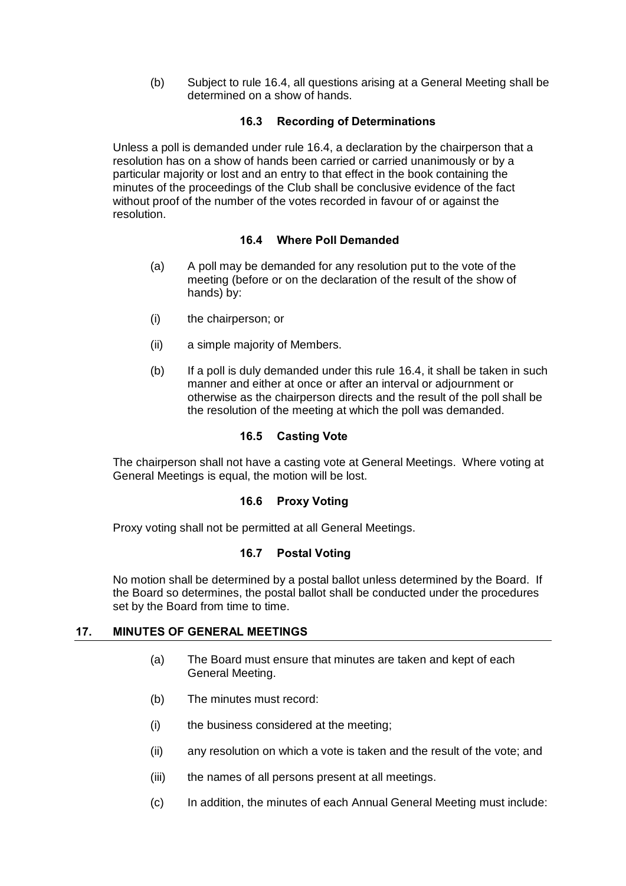(b) Subject to rule 16.4, all questions arising at a General Meeting shall be determined on a show of hands.

### 16.3 Recording of Determinations

Unless a poll is demanded under rule 16.4, a declaration by the chairperson that a resolution has on a show of hands been carried or carried unanimously or by a particular majority or lost and an entry to that effect in the book containing the minutes of the proceedings of the Club shall be conclusive evidence of the fact without proof of the number of the votes recorded in favour of or against the resolution.

### 16.4 Where Poll Demanded

(a) A poll may be demanded for any resolution put to the vote of the meeting (before or on the declaration of the result of the show of hands) by:

(i) the chairperson; or

(ii) a simple majority of Members.

(b) If a poll is duly demanded under this rule 16.4, it shall be taken in such manner and either at once or after an interval or adjournment or otherwise as the chairperson directs and the result of the poll shall be the resolution of the meeting at which the poll was demanded.

### 16.5 Casting Vote

The chairperson shall not have a casting vote at General Meetings. Where voting at General Meetings is equal, the motion will be lost.

### 16.6 Proxy Voting

Proxy voting shall not be permitted at all General Meetings.

### 16.7 Postal Voting

No motion shall be determined by a postal ballot unless determined by the Board. If the Board so determines, the postal ballot shall be conducted under the procedures set by the Board from time to time.

## 17. MINUTES OF GENERAL MEETINGS

(a) The Board must ensure that minutes are taken and kept of each General Meeting.

(b) The minutes must record:

(i) the business considered at the meeting;

(ii) any resolution on which a vote is taken and the result of the vote; and

(iii) the names of all persons present at all meetings.

(c) In addition, the minutes of each Annual General Meeting must include: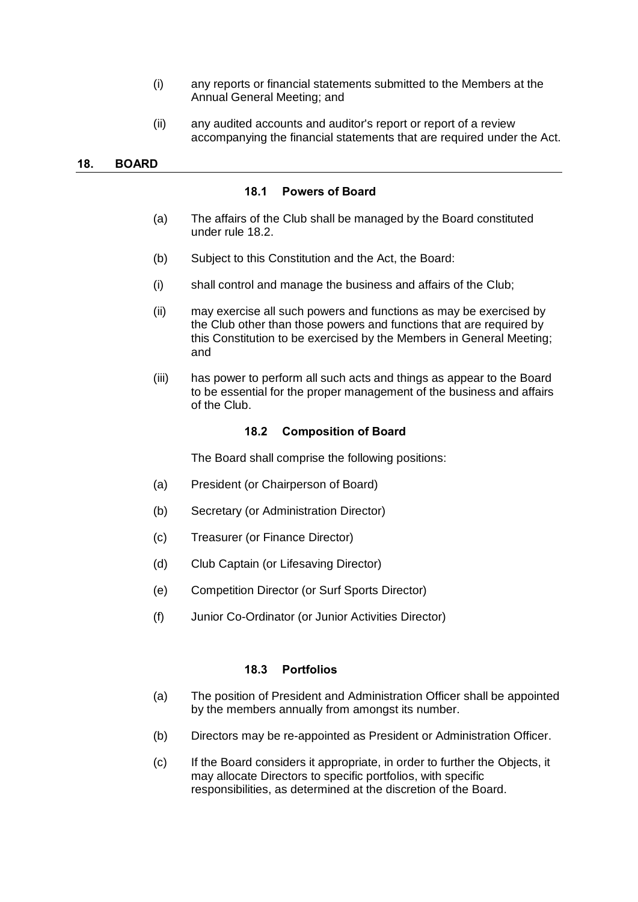(i) any reports or financial statements submitted to the Members at the Annual General Meeting; and

(ii) any audited accounts and auditor's report or report of a review accompanying the financial statements that are required under the Act.

## 18. BOARD

### 18.1 Powers of Board

(a) The affairs of the Club shall be managed by the Board constituted under rule 18.2.

(b) Subject to this Constitution and the Act, the Board:

(i) shall control and manage the business and affairs of the Club;

(ii) may exercise all such powers and functions as may be exercised by the Club other than those powers and functions that are required by this Constitution to be exercised by the Members in General Meeting; and

(iii) has power to perform all such acts and things as appear to the Board to be essential for the proper management of the business and affairs of the Club.

### 18.2 Composition of Board

The Board shall comprise the following positions:

(a) President (or Chairperson of Board)

(b) Secretary (or Administration Director)

(c) Treasurer (or Finance Director)

(d) Club Captain (or Lifesaving Director)

(e) Competition Director (or Surf Sports Director)

(f) Junior Co-Ordinator (or Junior Activities Director)

### 18.3 Portfolios

(a) The position of President and Administration Officer shall be appointed by the members annually from amongst its number.

(b) Directors may be re-appointed as President or Administration Officer.

(c) If the Board considers it appropriate, in order to further the Objects, it may allocate Directors to specific portfolios, with specific responsibilities, as determined at the discretion of the Board.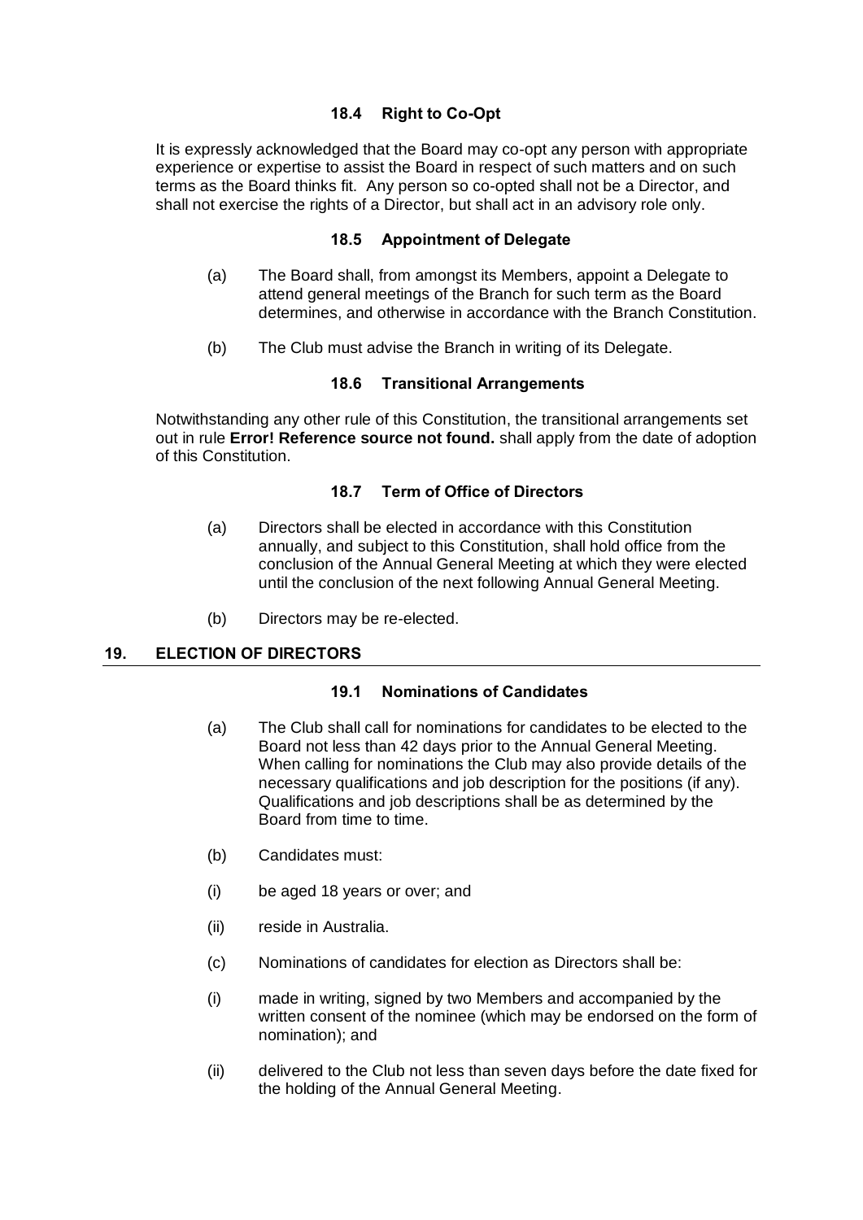### 18.4 Right to Co-Opt

It is expressly acknowledged that the Board may co-opt any person with appropriate experience or expertise to assist the Board in respect of such matters and on such terms as the Board thinks fit. Any person so co-opted shall not be a Director, and shall not exercise the rights of a Director, but shall act in an advisory role only.

### 18.5 Appointment of Delegate

(a) The Board shall, from amongst its Members, appoint a Delegate to attend general meetings of the Branch for such term as the Board determines, and otherwise in accordance with the Branch Constitution.

(b) The Club must advise the Branch in writing of its Delegate.

### 18.6 Transitional Arrangements

Notwithstanding any other rule of this Constitution, the transitional arrangements set out in rule **Error! Reference source not found.** shall apply from the date of adoption of this Constitution.

### 18.7 Term of Office of Directors

(a) Directors shall be elected in accordance with this Constitution annually, and subject to this Constitution, shall hold office from the conclusion of the Annual General Meeting at which they were elected until the conclusion of the next following Annual General Meeting.

(b) Directors may be re-elected.

## 19. ELECTION OF DIRECTORS

### 19.1 Nominations of Candidates

(a) The Club shall call for nominations for candidates to be elected to the Board not less than 42 days prior to the Annual General Meeting. When calling for nominations the Club may also provide details of the necessary qualifications and job description for the positions (if any). Qualifications and job descriptions shall be as determined by the Board from time to time.

(b) Candidates must:

(i) be aged 18 years or over; and

(ii) reside in Australia.

(c) Nominations of candidates for election as Directors shall be:

(i) made in writing, signed by two Members and accompanied by the written consent of the nominee (which may be endorsed on the form of nomination); and

(ii) delivered to the Club not less than seven days before the date fixed for the holding of the Annual General Meeting.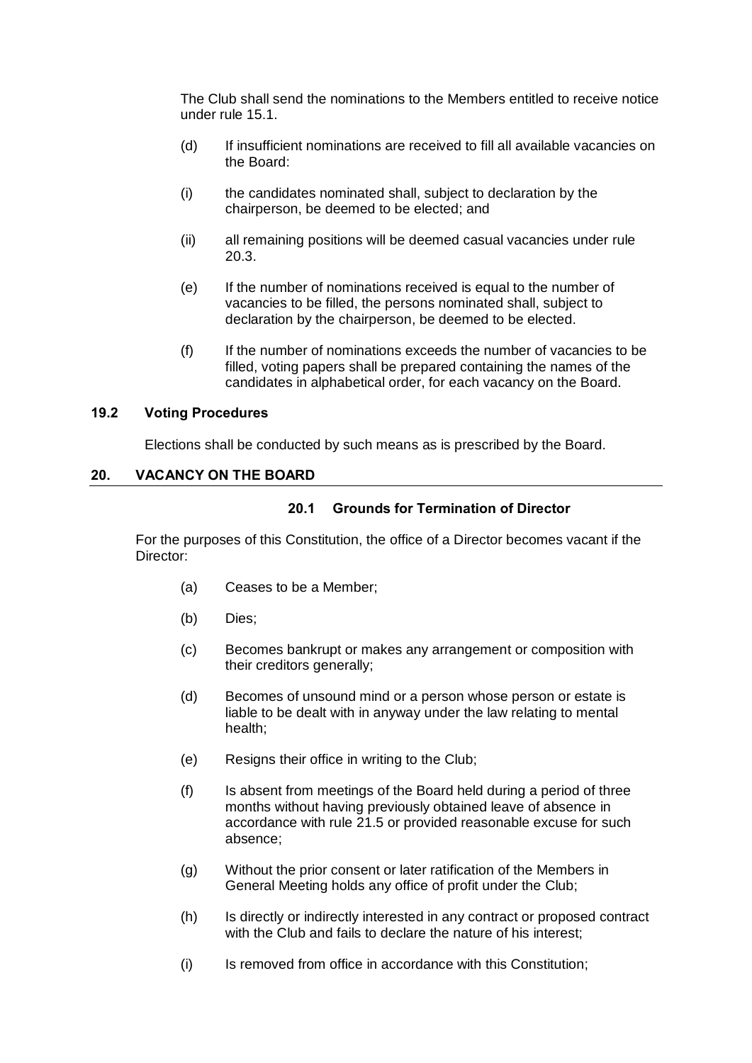The Club shall send the nominations to the Members entitled to receive notice under rule 15.1.

(d) If insufficient nominations are received to fill all available vacancies on the Board:

(i) the candidates nominated shall, subject to declaration by the chairperson, be deemed to be elected; and

(ii) all remaining positions will be deemed casual vacancies under rule 20.3.

(e) If the number of nominations received is equal to the number of vacancies to be filled, the persons nominated shall, subject to declaration by the chairperson, be deemed to be elected.

(f) If the number of nominations exceeds the number of vacancies to be filled, voting papers shall be prepared containing the names of the candidates in alphabetical order, for each vacancy on the Board.

### 19.2 Voting Procedures

Elections shall be conducted by such means as is prescribed by the Board.

## 20. VACANCY ON THE BOARD

### 20.1 Grounds for Termination of Director

For the purposes of this Constitution, the office of a Director becomes vacant if the Director:

(a) Ceases to be a Member;

(b) Dies;

(c) Becomes bankrupt or makes any arrangement or composition with their creditors generally;

(d) Becomes of unsound mind or a person whose person or estate is liable to be dealt with in anyway under the law relating to mental health;

(e) Resigns their office in writing to the Club;

(f) Is absent from meetings of the Board held during a period of three months without having previously obtained leave of absence in accordance with rule 21.5 or provided reasonable excuse for such absence;

(g) Without the prior consent or later ratification of the Members in General Meeting holds any office of profit under the Club;

(h) Is directly or indirectly interested in any contract or proposed contract with the Club and fails to declare the nature of his interest;

(i) Is removed from office in accordance with this Constitution;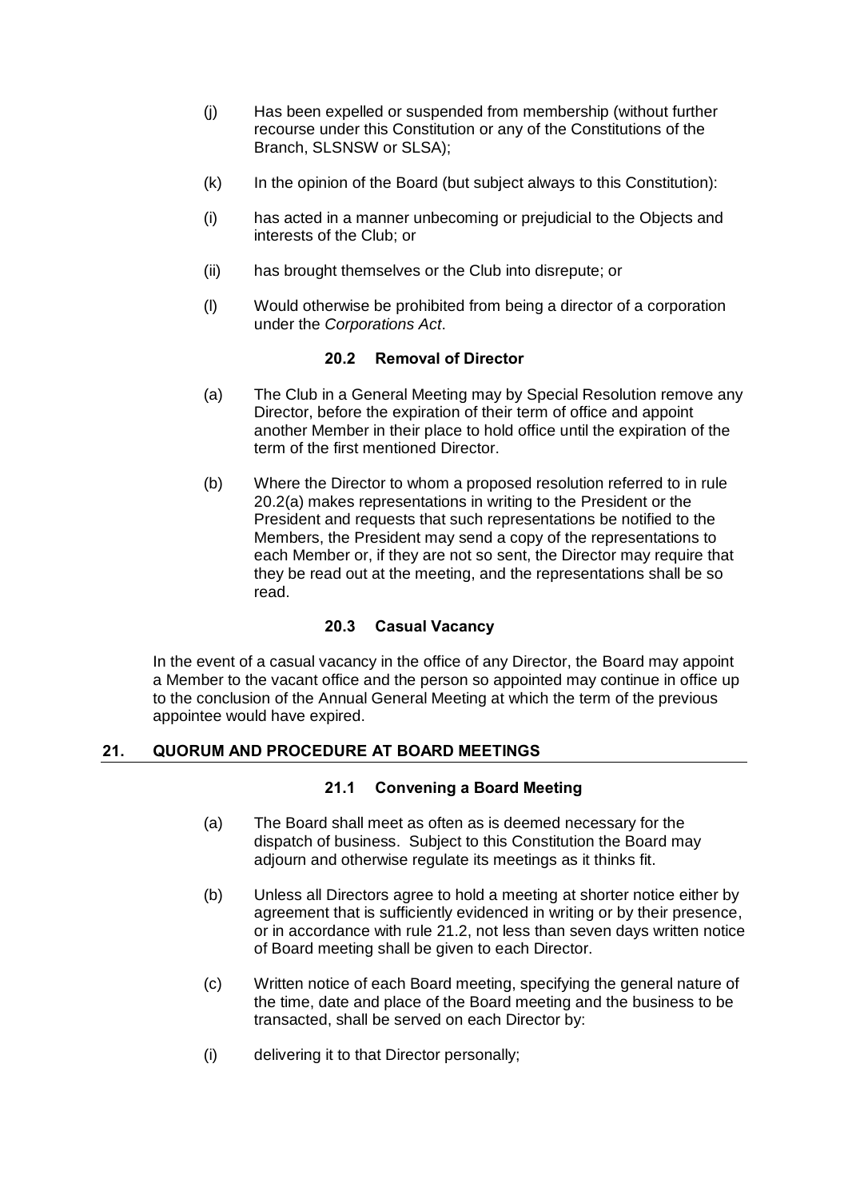(j) Has been expelled or suspended from membership (without further recourse under this Constitution or any of the Constitutions of the Branch, SLSNSW or SLSA);

(k) In the opinion of the Board (but subject always to this Constitution):

(i) has acted in a manner unbecoming or prejudicial to the Objects and interests of the Club; or

(ii) has brought themselves or the Club into disrepute; or

(l) Would otherwise be prohibited from being a director of a corporation under the *Corporations Act*.

### 20.2 Removal of Director

(a) The Club in a General Meeting may by Special Resolution remove any Director, before the expiration of their term of office and appoint another Member in their place to hold office until the expiration of the term of the first mentioned Director.

(b) Where the Director to whom a proposed resolution referred to in rule 20.2(a) makes representations in writing to the President or the President and requests that such representations be notified to the Members, the President may send a copy of the representations to each Member or, if they are not so sent, the Director may require that they be read out at the meeting, and the representations shall be so read.

### 20.3 Casual Vacancy

In the event of a casual vacancy in the office of any Director, the Board may appoint a Member to the vacant office and the person so appointed may continue in office up to the conclusion of the Annual General Meeting at which the term of the previous appointee would have expired.

## 21. QUORUM AND PROCEDURE AT BOARD MEETINGS

### 21.1 Convening a Board Meeting

(a) The Board shall meet as often as is deemed necessary for the dispatch of business. Subject to this Constitution the Board may adjourn and otherwise regulate its meetings as it thinks fit.

(b) Unless all Directors agree to hold a meeting at shorter notice either by agreement that is sufficiently evidenced in writing or by their presence, or in accordance with rule 21.2, not less than seven days written notice of Board meeting shall be given to each Director.

(c) Written notice of each Board meeting, specifying the general nature of the time, date and place of the Board meeting and the business to be transacted, shall be served on each Director by:

(i) delivering it to that Director personally;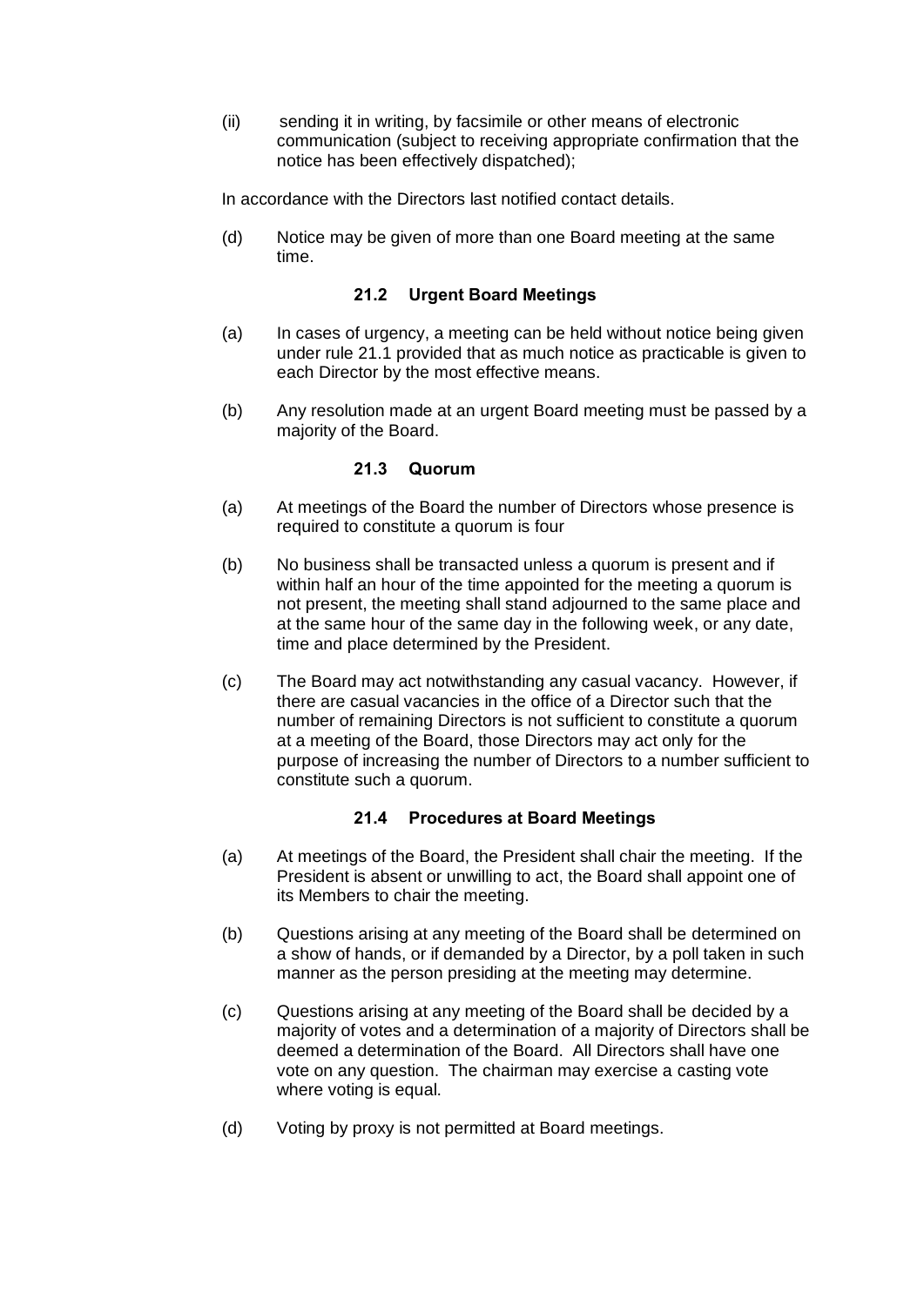(ii) sending it in writing, by facsimile or other means of electronic communication (subject to receiving appropriate confirmation that the notice has been effectively dispatched);

In accordance with the Directors last notified contact details.

(d) Notice may be given of more than one Board meeting at the same time.

### 21.2 Urgent Board Meetings

(a) In cases of urgency, a meeting can be held without notice being given under rule 21.1 provided that as much notice as practicable is given to each Director by the most effective means.

(b) Any resolution made at an urgent Board meeting must be passed by a majority of the Board.

### 21.3 Quorum

(a) At meetings of the Board the number of Directors whose presence is required to constitute a quorum is four

(b) No business shall be transacted unless a quorum is present and if within half an hour of the time appointed for the meeting a quorum is not present, the meeting shall stand adjourned to the same place and at the same hour of the same day in the following week, or any date, time and place determined by the President.

(c) The Board may act notwithstanding any casual vacancy. However, if there are casual vacancies in the office of a Director such that the number of remaining Directors is not sufficient to constitute a quorum at a meeting of the Board, those Directors may act only for the purpose of increasing the number of Directors to a number sufficient to constitute such a quorum.

### 21.4 Procedures at Board Meetings

(a) At meetings of the Board, the President shall chair the meeting. If the President is absent or unwilling to act, the Board shall appoint one of its Members to chair the meeting.

(b) Questions arising at any meeting of the Board shall be determined on a show of hands, or if demanded by a Director, by a poll taken in such manner as the person presiding at the meeting may determine.

(c) Questions arising at any meeting of the Board shall be decided by a majority of votes and a determination of a majority of Directors shall be deemed a determination of the Board. All Directors shall have one vote on any question. The chairman may exercise a casting vote where voting is equal.

(d) Voting by proxy is not permitted at Board meetings.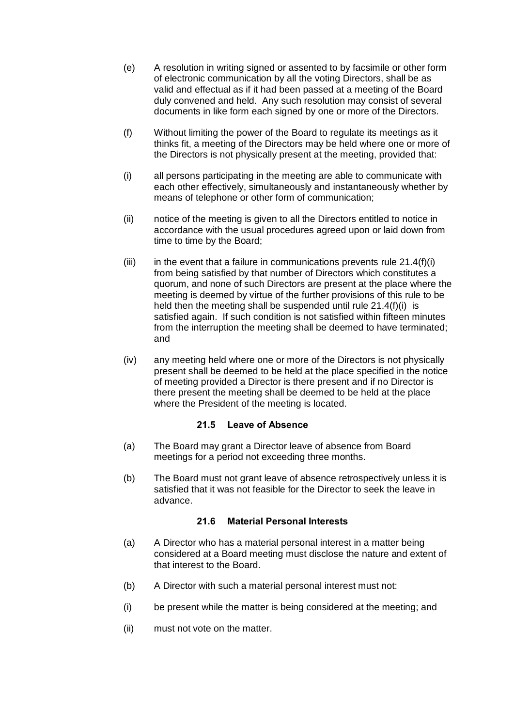(e) A resolution in writing signed or assented to by facsimile or other form of electronic communication by all the voting Directors, shall be as valid and effectual as if it had been passed at a meeting of the Board duly convened and held. Any such resolution may consist of several documents in like form each signed by one or more of the Directors.

(f) Without limiting the power of the Board to regulate its meetings as it thinks fit, a meeting of the Directors may be held where one or more of the Directors is not physically present at the meeting, provided that:

(i) all persons participating in the meeting are able to communicate with each other effectively, simultaneously and instantaneously whether by means of telephone or other form of communication;

(ii) notice of the meeting is given to all the Directors entitled to notice in accordance with the usual procedures agreed upon or laid down from time to time by the Board;

(iii) in the event that a failure in communications prevents rule 21.4(f)(i) from being satisfied by that number of Directors which constitutes a quorum, and none of such Directors are present at the place where the meeting is deemed by virtue of the further provisions of this rule to be held then the meeting shall be suspended until rule 21.4(f)(i) is satisfied again. If such condition is not satisfied within fifteen minutes from the interruption the meeting shall be deemed to have terminated; and

(iv) any meeting held where one or more of the Directors is not physically present shall be deemed to be held at the place specified in the notice of meeting provided a Director is there present and if no Director is there present the meeting shall be deemed to be held at the place where the President of the meeting is located.

### 21.5 Leave of Absence

(a) The Board may grant a Director leave of absence from Board meetings for a period not exceeding three months.

(b) The Board must not grant leave of absence retrospectively unless it is satisfied that it was not feasible for the Director to seek the leave in advance.

### 21.6 Material Personal Interests

(a) A Director who has a material personal interest in a matter being considered at a Board meeting must disclose the nature and extent of that interest to the Board.

(b) A Director with such a material personal interest must not:

(i) be present while the matter is being considered at the meeting; and

(ii) must not vote on the matter.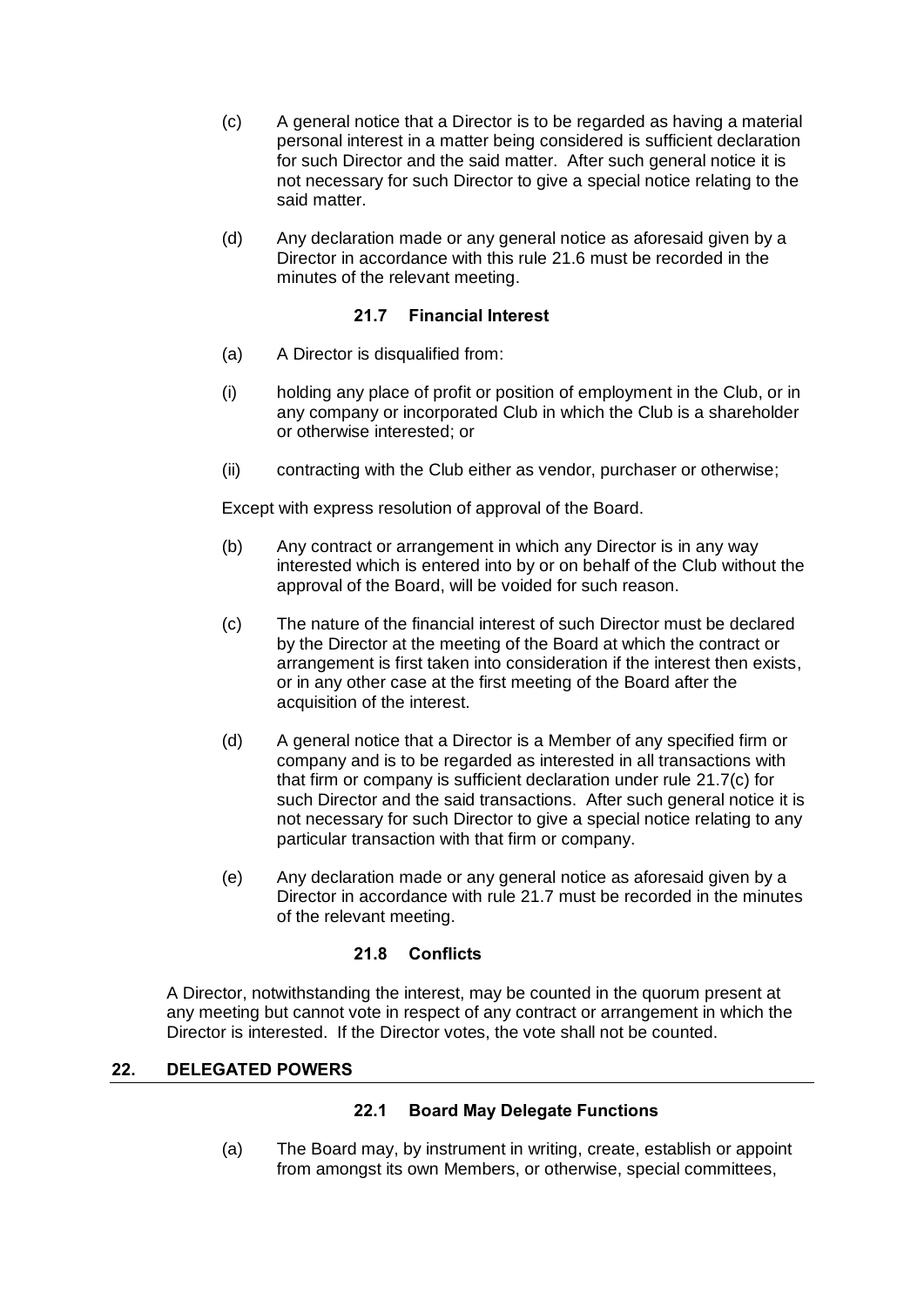(c) A general notice that a Director is to be regarded as having a material personal interest in a matter being considered is sufficient declaration for such Director and the said matter. After such general notice it is not necessary for such Director to give a special notice relating to the said matter.

(d) Any declaration made or any general notice as aforesaid given by a Director in accordance with this rule 21.6 must be recorded in the minutes of the relevant meeting.

### 21.7 Financial Interest

(a) A Director is disqualified from:

(i) holding any place of profit or position of employment in the Club, or in any company or incorporated Club in which the Club is a shareholder or otherwise interested; or

(ii) contracting with the Club either as vendor, purchaser or otherwise;

Except with express resolution of approval of the Board.

(b) Any contract or arrangement in which any Director is in any way interested which is entered into by or on behalf of the Club without the approval of the Board, will be voided for such reason.

(c) The nature of the financial interest of such Director must be declared by the Director at the meeting of the Board at which the contract or arrangement is first taken into consideration if the interest then exists, or in any other case at the first meeting of the Board after the acquisition of the interest.

(d) A general notice that a Director is a Member of any specified firm or company and is to be regarded as interested in all transactions with that firm or company is sufficient declaration under rule 21.7(c) for such Director and the said transactions. After such general notice it is not necessary for such Director to give a special notice relating to any particular transaction with that firm or company.

(e) Any declaration made or any general notice as aforesaid given by a Director in accordance with rule 21.7 must be recorded in the minutes of the relevant meeting.

### 21.8 Conflicts

A Director, notwithstanding the interest, may be counted in the quorum present at any meeting but cannot vote in respect of any contract or arrangement in which the Director is interested. If the Director votes, the vote shall not be counted.

## 22. DELEGATED POWERS

### 22.1 Board May Delegate Functions

(a) The Board may, by instrument in writing, create, establish or appoint from amongst its own Members, or otherwise, special committees,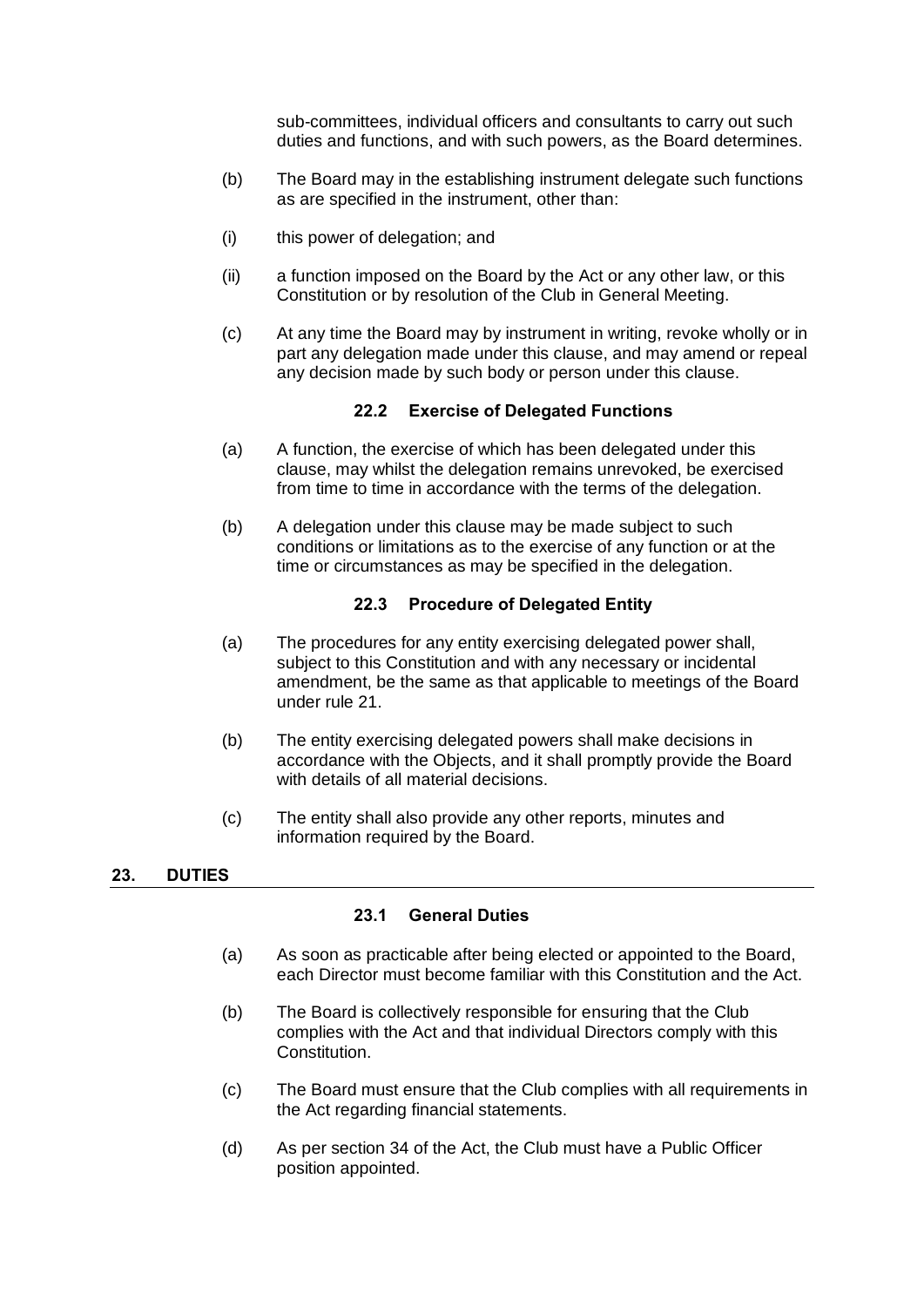sub-committees, individual officers and consultants to carry out such duties and functions, and with such powers, as the Board determines.

(b) The Board may in the establishing instrument delegate such functions as are specified in the instrument, other than:

(i) this power of delegation; and

(ii) a function imposed on the Board by the Act or any other law, or this Constitution or by resolution of the Club in General Meeting.

(c) At any time the Board may by instrument in writing, revoke wholly or in part any delegation made under this clause, and may amend or repeal any decision made by such body or person under this clause.

### 22.2 Exercise of Delegated Functions

(a) A function, the exercise of which has been delegated under this clause, may whilst the delegation remains unrevoked, be exercised from time to time in accordance with the terms of the delegation.

(b) A delegation under this clause may be made subject to such conditions or limitations as to the exercise of any function or at the time or circumstances as may be specified in the delegation.

### 22.3 Procedure of Delegated Entity

(a) The procedures for any entity exercising delegated power shall, subject to this Constitution and with any necessary or incidental amendment, be the same as that applicable to meetings of the Board under rule 21.

(b) The entity exercising delegated powers shall make decisions in accordance with the Objects, and it shall promptly provide the Board with details of all material decisions.

(c) The entity shall also provide any other reports, minutes and information required by the Board.

## 23. DUTIES

### 23.1 General Duties

(a) As soon as practicable after being elected or appointed to the Board, each Director must become familiar with this Constitution and the Act.

(b) The Board is collectively responsible for ensuring that the Club complies with the Act and that individual Directors comply with this Constitution.

(c) The Board must ensure that the Club complies with all requirements in the Act regarding financial statements.

(d) As per section 34 of the Act, the Club must have a Public Officer position appointed.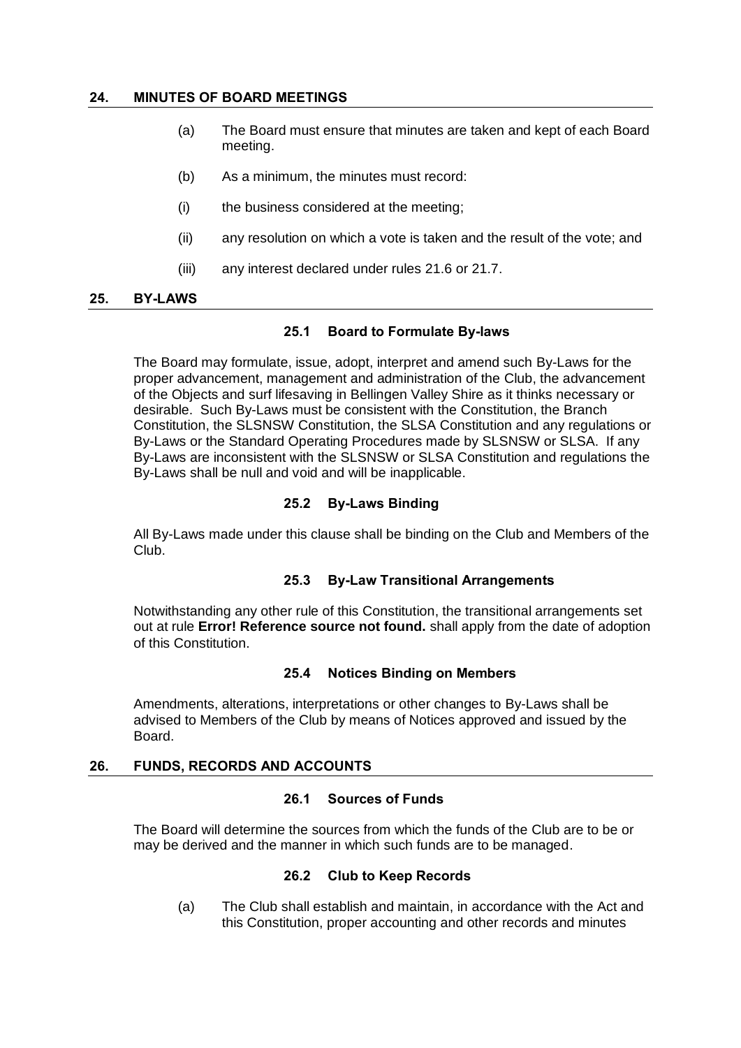## 24. MINUTES OF BOARD MEETINGS

(a) The Board must ensure that minutes are taken and kept of each Board meeting.

(b) As a minimum, the minutes must record:

(i) the business considered at the meeting;

(ii) any resolution on which a vote is taken and the result of the vote; and

(iii) any interest declared under rules 21.6 or 21.7.

## 25. BY-LAWS

### 25.1 Board to Formulate By-laws

The Board may formulate, issue, adopt, interpret and amend such By-Laws for the proper advancement, management and administration of the Club, the advancement of the Objects and surf lifesaving in Bellingen Valley Shire as it thinks necessary or desirable. Such By-Laws must be consistent with the Constitution, the Branch Constitution, the SLSNSW Constitution, the SLSA Constitution and any regulations or By-Laws or the Standard Operating Procedures made by SLSNSW or SLSA. If any By-Laws are inconsistent with the SLSNSW or SLSA Constitution and regulations the By-Laws shall be null and void and will be inapplicable.

### 25.2 By-Laws Binding

All By-Laws made under this clause shall be binding on the Club and Members of the Club.

### 25.3 By-Law Transitional Arrangements

Notwithstanding any other rule of this Constitution, the transitional arrangements set out at rule **Error! Reference source not found.** shall apply from the date of adoption of this Constitution.

### 25.4 Notices Binding on Members

Amendments, alterations, interpretations or other changes to By-Laws shall be advised to Members of the Club by means of Notices approved and issued by the Board.

## 26. FUNDS, RECORDS AND ACCOUNTS

### 26.1 Sources of Funds

The Board will determine the sources from which the funds of the Club are to be or may be derived and the manner in which such funds are to be managed.

### 26.2 Club to Keep Records

(a) The Club shall establish and maintain, in accordance with the Act and this Constitution, proper accounting and other records and minutes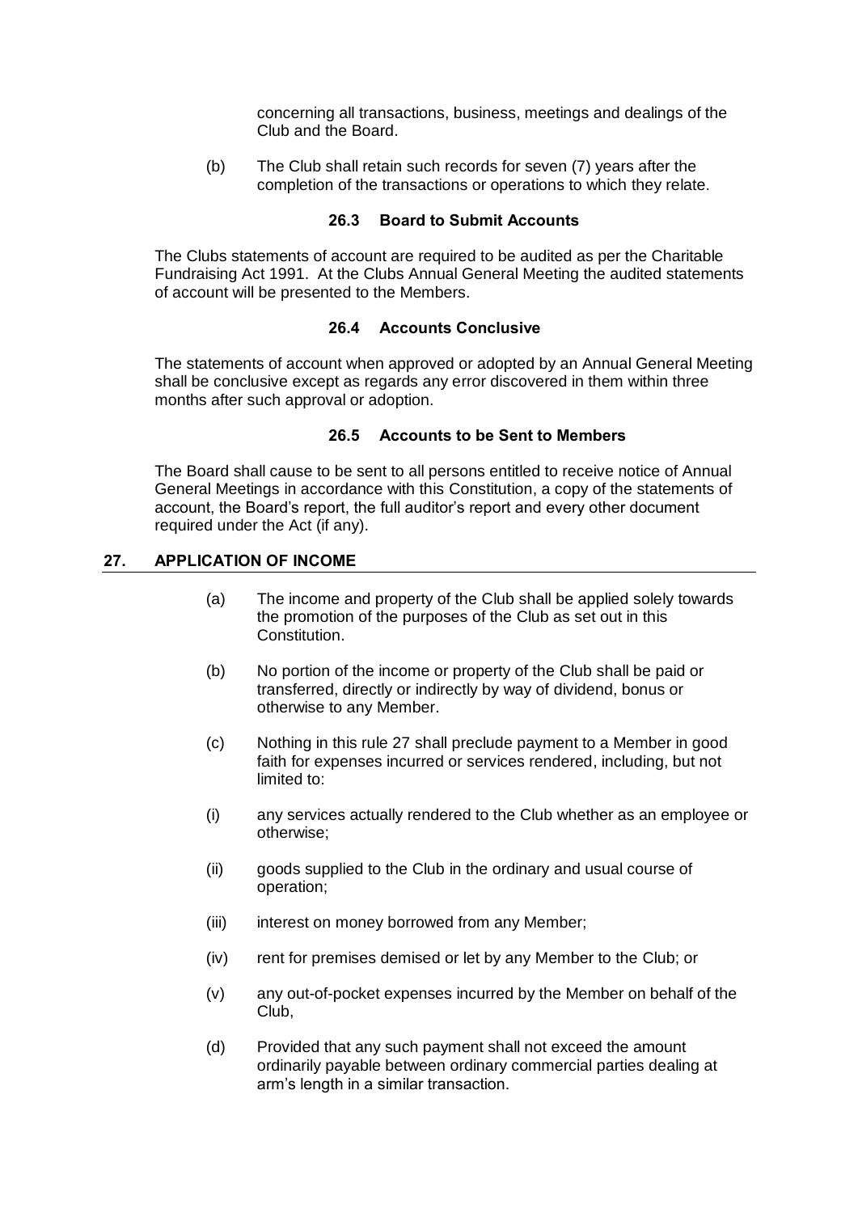concerning all transactions, business, meetings and dealings of the Club and the Board.

(b) The Club shall retain such records for seven (7) years after the completion of the transactions or operations to which they relate.

### 26.3 Board to Submit Accounts

The Clubs statements of account are required to be audited as per the Charitable Fundraising Act 1991. At the Clubs Annual General Meeting the audited statements of account will be presented to the Members.

### 26.4 Accounts Conclusive

The statements of account when approved or adopted by an Annual General Meeting shall be conclusive except as regards any error discovered in them within three months after such approval or adoption.

### 26.5 Accounts to be Sent to Members

The Board shall cause to be sent to all persons entitled to receive notice of Annual General Meetings in accordance with this Constitution, a copy of the statements of account, the Board's report, the full auditor's report and every other document required under the Act (if any).

## 27. APPLICATION OF INCOME

(a) The income and property of the Club shall be applied solely towards the promotion of the purposes of the Club as set out in this Constitution.

(b) No portion of the income or property of the Club shall be paid or transferred, directly or indirectly by way of dividend, bonus or otherwise to any Member.

(c) Nothing in this rule 27 shall preclude payment to a Member in good faith for expenses incurred or services rendered, including, but not limited to:

(i) any services actually rendered to the Club whether as an employee or otherwise;

(ii) goods supplied to the Club in the ordinary and usual course of operation;

(iii) interest on money borrowed from any Member;

(iv) rent for premises demised or let by any Member to the Club; or

(v) any out-of-pocket expenses incurred by the Member on behalf of the Club,

(d) Provided that any such payment shall not exceed the amount ordinarily payable between ordinary commercial parties dealing at arm's length in a similar transaction.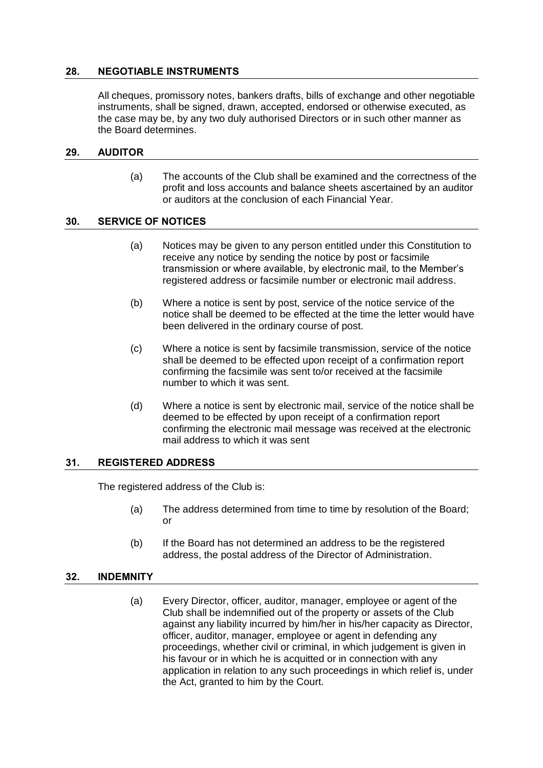## 28. NEGOTIABLE INSTRUMENTS

All cheques, promissory notes, bankers drafts, bills of exchange and other negotiable instruments, shall be signed, drawn, accepted, endorsed or otherwise executed, as the case may be, by any two duly authorised Directors or in such other manner as the Board determines.

## 29. AUDITOR

(a) The accounts of the Club shall be examined and the correctness of the profit and loss accounts and balance sheets ascertained by an auditor or auditors at the conclusion of each Financial Year.

## 30. SERVICE OF NOTICES

(a) Notices may be given to any person entitled under this Constitution to receive any notice by sending the notice by post or facsimile transmission or where available, by electronic mail, to the Member's registered address or facsimile number or electronic mail address.

(b) Where a notice is sent by post, service of the notice service of the notice shall be deemed to be effected at the time the letter would have been delivered in the ordinary course of post.

(c) Where a notice is sent by facsimile transmission, service of the notice shall be deemed to be effected upon receipt of a confirmation report confirming the facsimile was sent to/or received at the facsimile number to which it was sent.

(d) Where a notice is sent by electronic mail, service of the notice shall be deemed to be effected by upon receipt of a confirmation report confirming the electronic mail message was received at the electronic mail address to which it was sent

## 31. REGISTERED ADDRESS

The registered address of the Club is:

(a) The address determined from time to time by resolution of the Board; or

(b) If the Board has not determined an address to be the registered address, the postal address of the Director of Administration.

## 32. INDEMNITY

(a) Every Director, officer, auditor, manager, employee or agent of the Club shall be indemnified out of the property or assets of the Club against any liability incurred by him/her in his/her capacity as Director, officer, auditor, manager, employee or agent in defending any proceedings, whether civil or criminal, in which judgement is given in his favour or in which he is acquitted or in connection with any application in relation to any such proceedings in which relief is, under the Act, granted to him by the Court.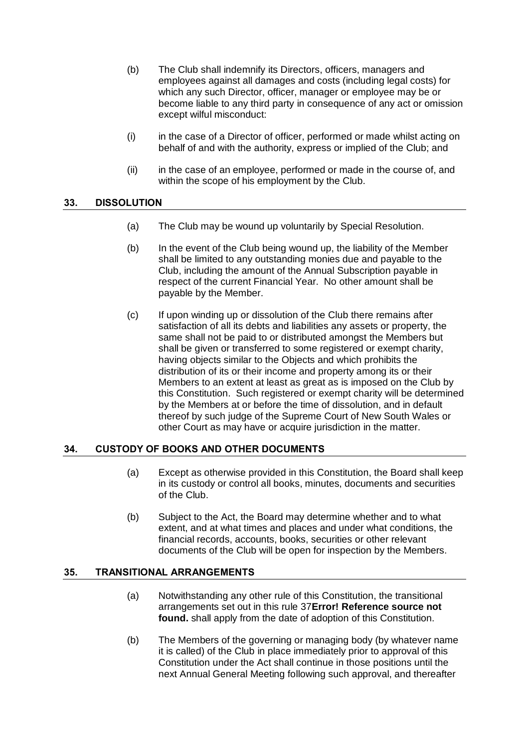(b) The Club shall indemnify its Directors, officers, managers and employees against all damages and costs (including legal costs) for which any such Director, officer, manager or employee may be or become liable to any third party in consequence of any act or omission except wilful misconduct:

(i) in the case of a Director of officer, performed or made whilst acting on behalf of and with the authority, express or implied of the Club; and

(ii) in the case of an employee, performed or made in the course of, and within the scope of his employment by the Club.

## 33. DISSOLUTION

(a) The Club may be wound up voluntarily by Special Resolution.

(b) In the event of the Club being wound up, the liability of the Member shall be limited to any outstanding monies due and payable to the Club, including the amount of the Annual Subscription payable in respect of the current Financial Year. No other amount shall be payable by the Member.

(c) If upon winding up or dissolution of the Club there remains after satisfaction of all its debts and liabilities any assets or property, the same shall not be paid to or distributed amongst the Members but shall be given or transferred to some registered or exempt charity, having objects similar to the Objects and which prohibits the distribution of its or their income and property among its or their Members to an extent at least as great as is imposed on the Club by this Constitution. Such registered or exempt charity will be determined by the Members at or before the time of dissolution, and in default thereof by such judge of the Supreme Court of New South Wales or other Court as may have or acquire jurisdiction in the matter.

## 34. CUSTODY OF BOOKS AND OTHER DOCUMENTS

(a) Except as otherwise provided in this Constitution, the Board shall keep in its custody or control all books, minutes, documents and securities of the Club.

(b) Subject to the Act, the Board may determine whether and to what extent, and at what times and places and under what conditions, the financial records, accounts, books, securities or other relevant documents of the Club will be open for inspection by the Members.

## 35. TRANSITIONAL ARRANGEMENTS

(a) Notwithstanding any other rule of this Constitution, the transitional arrangements set out in this rule 37**Error! Reference source not found.** shall apply from the date of adoption of this Constitution.

(b) The Members of the governing or managing body (by whatever name it is called) of the Club in place immediately prior to approval of this Constitution under the Act shall continue in those positions until the next Annual General Meeting following such approval, and thereafter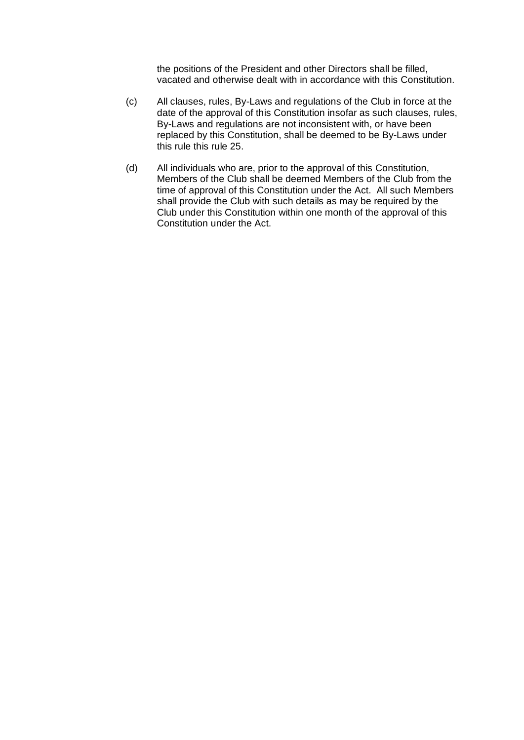the positions of the President and other Directors shall be filled, vacated and otherwise dealt with in accordance with this Constitution.

(c) All clauses, rules, By-Laws and regulations of the Club in force at the date of the approval of this Constitution insofar as such clauses, rules, By-Laws and regulations are not inconsistent with, or have been replaced by this Constitution, shall be deemed to be By-Laws under this rule this rule 25.

(d) All individuals who are, prior to the approval of this Constitution, Members of the Club shall be deemed Members of the Club from the time of approval of this Constitution under the Act. All such Members shall provide the Club with such details as may be required by the Club under this Constitution within one month of the approval of this Constitution under the Act.